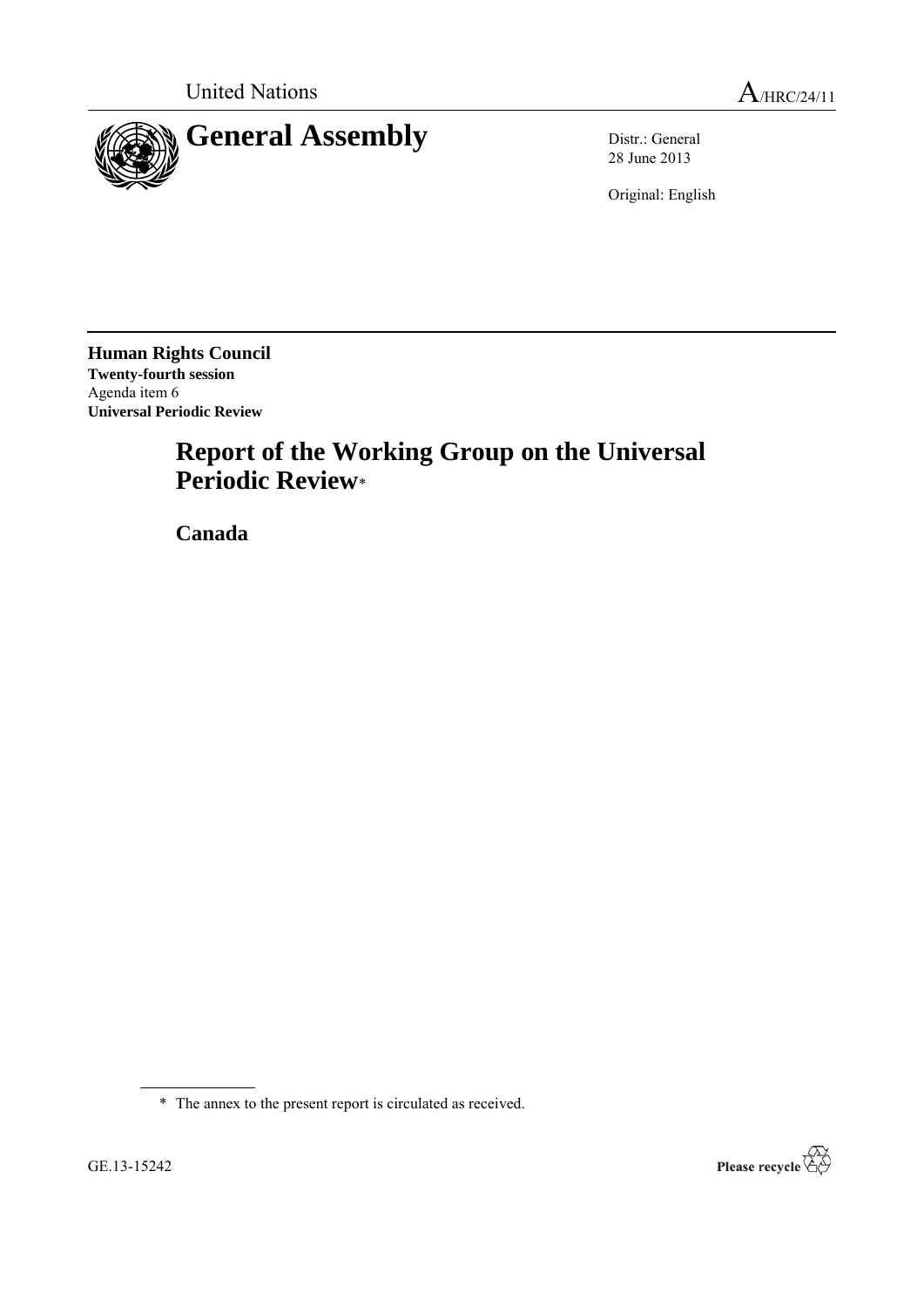United Nations A/HRC/24/11

# General Assembly

Distr.: General
28 June 2013

Original: English

**Human Rights Council**
**Twenty-fourth session**
Agenda item 6
**Universal Periodic Review**

# Report of the Working Group on the Universal Periodic Review*

## Canada

\* The annex to the present report is circulated as received.

GE.13-15242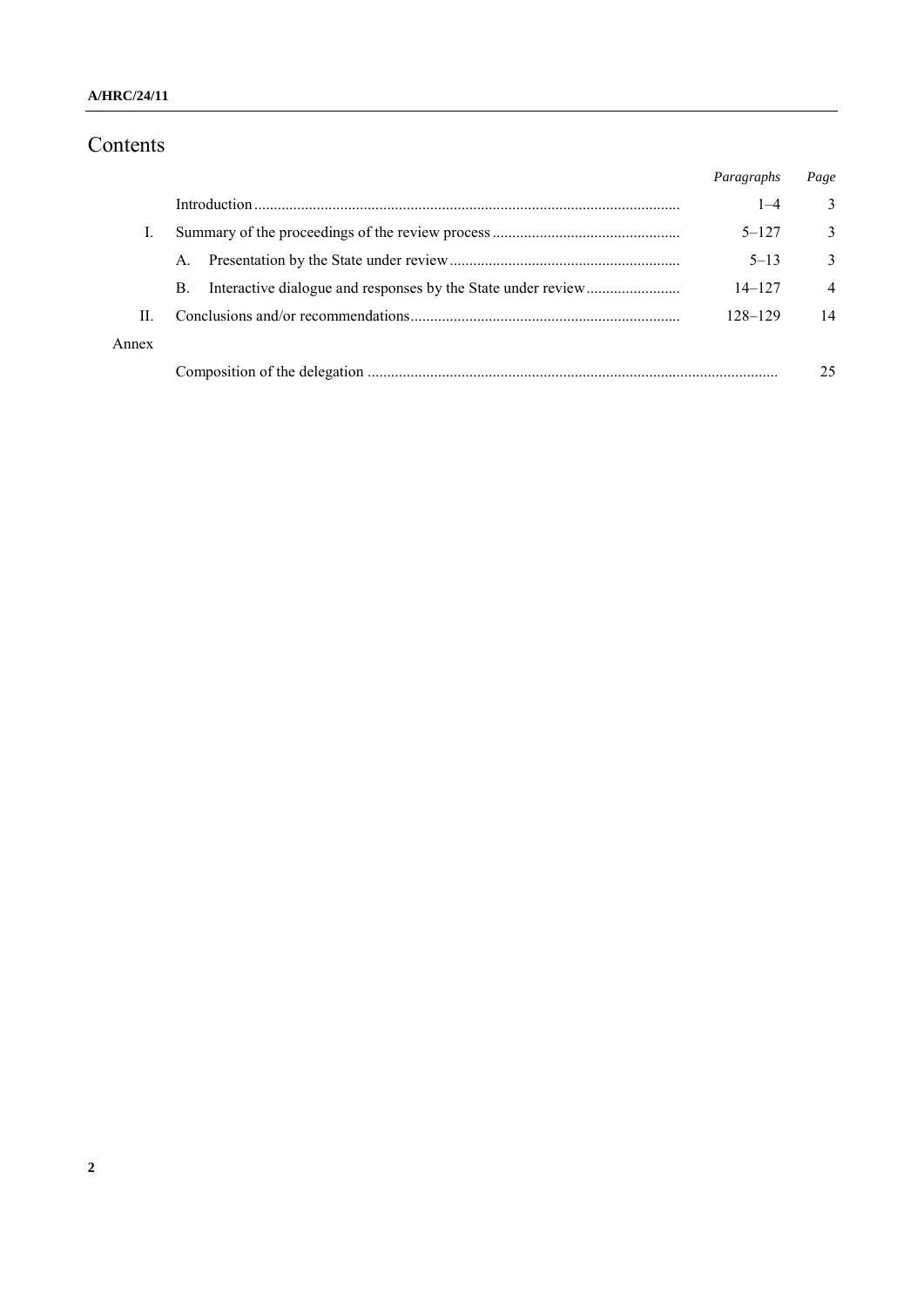# Contents

| | | Paragraphs | Page |
|---|---|---|---|
| | Introduction | 1–4 | 3 |
| I. | Summary of the proceedings of the review process | 5–127 | 3 |
| | A. Presentation by the State under review | 5–13 | 3 |
| | B. Interactive dialogue and responses by the State under review | 14–127 | 4 |
| II. | Conclusions and/or recommendations | 128–129 | 14 |
| Annex | | | |
| | Composition of the delegation | | 25 |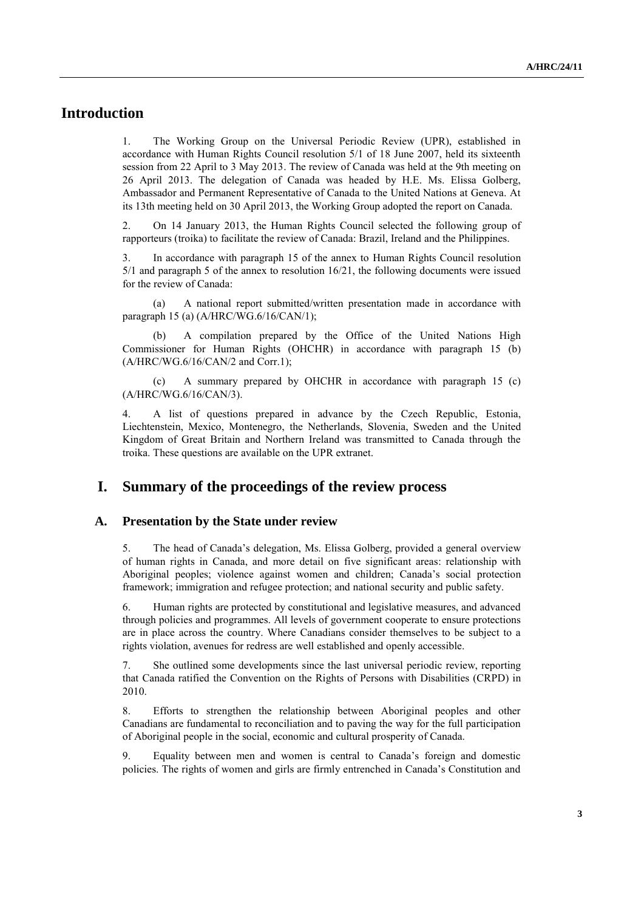# Introduction

1. The Working Group on the Universal Periodic Review (UPR), established in accordance with Human Rights Council resolution 5/1 of 18 June 2007, held its sixteenth session from 22 April to 3 May 2013. The review of Canada was held at the 9th meeting on 26 April 2013. The delegation of Canada was headed by H.E. Ms. Elissa Golberg, Ambassador and Permanent Representative of Canada to the United Nations at Geneva. At its 13th meeting held on 30 April 2013, the Working Group adopted the report on Canada.

2. On 14 January 2013, the Human Rights Council selected the following group of rapporteurs (troika) to facilitate the review of Canada: Brazil, Ireland and the Philippines.

3. In accordance with paragraph 15 of the annex to Human Rights Council resolution 5/1 and paragraph 5 of the annex to resolution 16/21, the following documents were issued for the review of Canada:

(a) A national report submitted/written presentation made in accordance with paragraph 15 (a) (A/HRC/WG.6/16/CAN/1);

(b) A compilation prepared by the Office of the United Nations High Commissioner for Human Rights (OHCHR) in accordance with paragraph 15 (b) (A/HRC/WG.6/16/CAN/2 and Corr.1);

(c) A summary prepared by OHCHR in accordance with paragraph 15 (c) (A/HRC/WG.6/16/CAN/3).

4. A list of questions prepared in advance by the Czech Republic, Estonia, Liechtenstein, Mexico, Montenegro, the Netherlands, Slovenia, Sweden and the United Kingdom of Great Britain and Northern Ireland was transmitted to Canada through the troika. These questions are available on the UPR extranet.

# I. Summary of the proceedings of the review process

## A. Presentation by the State under review

5. The head of Canada's delegation, Ms. Elissa Golberg, provided a general overview of human rights in Canada, and more detail on five significant areas: relationship with Aboriginal peoples; violence against women and children; Canada's social protection framework; immigration and refugee protection; and national security and public safety.

6. Human rights are protected by constitutional and legislative measures, and advanced through policies and programmes. All levels of government cooperate to ensure protections are in place across the country. Where Canadians consider themselves to be subject to a rights violation, avenues for redress are well established and openly accessible.

7. She outlined some developments since the last universal periodic review, reporting that Canada ratified the Convention on the Rights of Persons with Disabilities (CRPD) in 2010.

8. Efforts to strengthen the relationship between Aboriginal peoples and other Canadians are fundamental to reconciliation and to paving the way for the full participation of Aboriginal people in the social, economic and cultural prosperity of Canada.

9. Equality between men and women is central to Canada's foreign and domestic policies. The rights of women and girls are firmly entrenched in Canada's Constitution and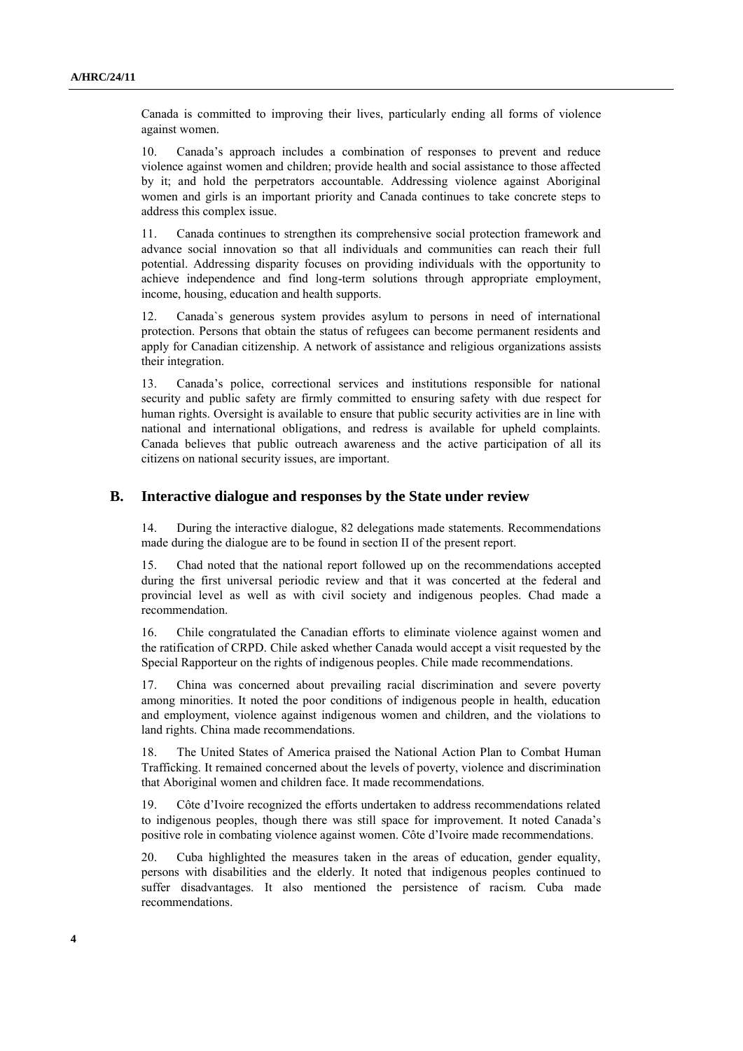Canada is committed to improving their lives, particularly ending all forms of violence against women.

10. Canada's approach includes a combination of responses to prevent and reduce violence against women and children; provide health and social assistance to those affected by it; and hold the perpetrators accountable. Addressing violence against Aboriginal women and girls is an important priority and Canada continues to take concrete steps to address this complex issue.

11. Canada continues to strengthen its comprehensive social protection framework and advance social innovation so that all individuals and communities can reach their full potential. Addressing disparity focuses on providing individuals with the opportunity to achieve independence and find long-term solutions through appropriate employment, income, housing, education and health supports.

12. Canada`s generous system provides asylum to persons in need of international protection. Persons that obtain the status of refugees can become permanent residents and apply for Canadian citizenship. A network of assistance and religious organizations assists their integration.

13. Canada's police, correctional services and institutions responsible for national security and public safety are firmly committed to ensuring safety with due respect for human rights. Oversight is available to ensure that public security activities are in line with national and international obligations, and redress is available for upheld complaints. Canada believes that public outreach awareness and the active participation of all its citizens on national security issues, are important.

## B. Interactive dialogue and responses by the State under review

14. During the interactive dialogue, 82 delegations made statements. Recommendations made during the dialogue are to be found in section II of the present report.

15. Chad noted that the national report followed up on the recommendations accepted during the first universal periodic review and that it was concerted at the federal and provincial level as well as with civil society and indigenous peoples. Chad made a recommendation.

16. Chile congratulated the Canadian efforts to eliminate violence against women and the ratification of CRPD. Chile asked whether Canada would accept a visit requested by the Special Rapporteur on the rights of indigenous peoples. Chile made recommendations.

17. China was concerned about prevailing racial discrimination and severe poverty among minorities. It noted the poor conditions of indigenous people in health, education and employment, violence against indigenous women and children, and the violations to land rights. China made recommendations.

18. The United States of America praised the National Action Plan to Combat Human Trafficking. It remained concerned about the levels of poverty, violence and discrimination that Aboriginal women and children face. It made recommendations.

19. Côte d'Ivoire recognized the efforts undertaken to address recommendations related to indigenous peoples, though there was still space for improvement. It noted Canada's positive role in combating violence against women. Côte d'Ivoire made recommendations.

20. Cuba highlighted the measures taken in the areas of education, gender equality, persons with disabilities and the elderly. It noted that indigenous peoples continued to suffer disadvantages. It also mentioned the persistence of racism. Cuba made recommendations.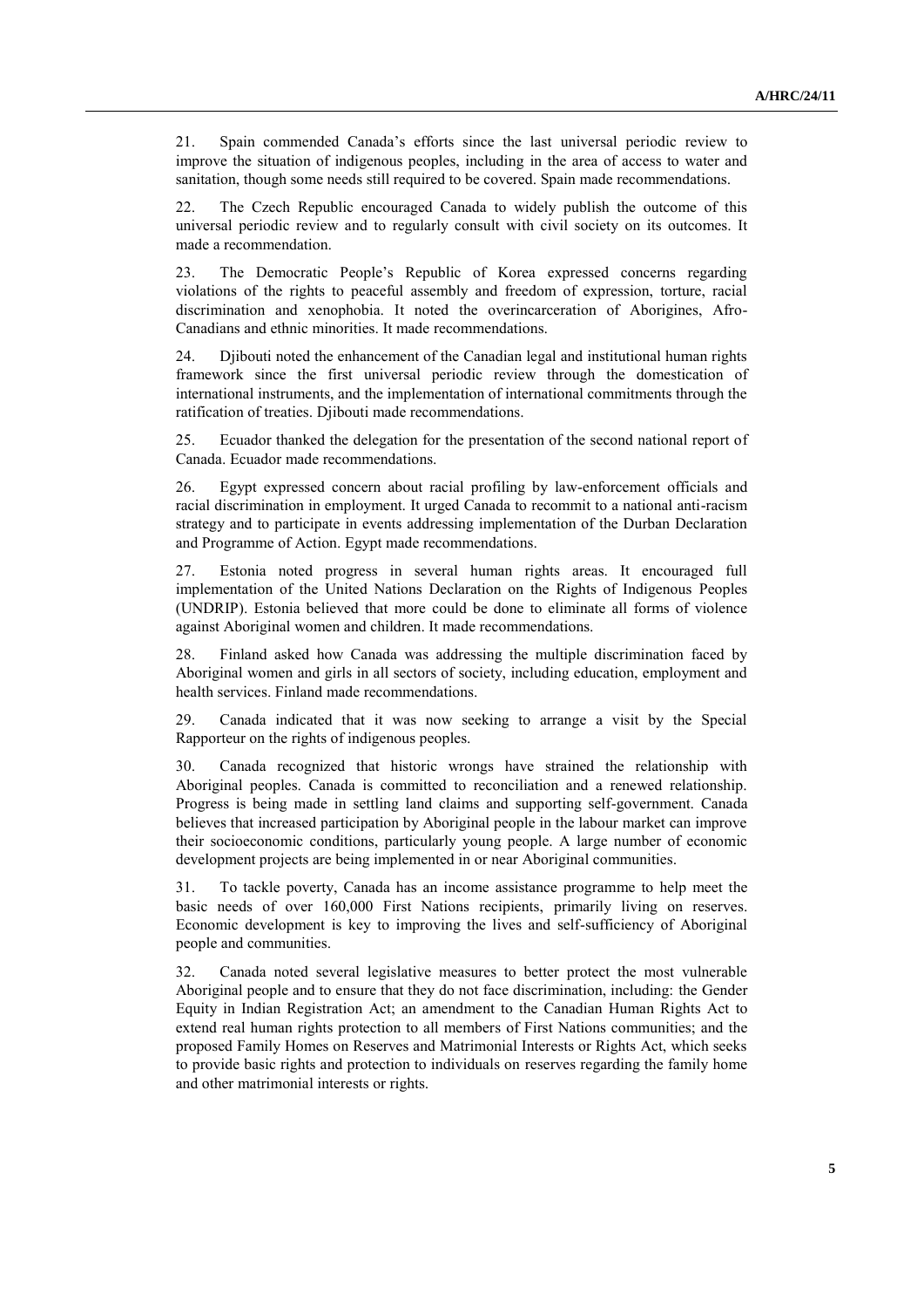21. Spain commended Canada's efforts since the last universal periodic review to improve the situation of indigenous peoples, including in the area of access to water and sanitation, though some needs still required to be covered. Spain made recommendations.

22. The Czech Republic encouraged Canada to widely publish the outcome of this universal periodic review and to regularly consult with civil society on its outcomes. It made a recommendation.

23. The Democratic People's Republic of Korea expressed concerns regarding violations of the rights to peaceful assembly and freedom of expression, torture, racial discrimination and xenophobia. It noted the overincarceration of Aborigines, Afro-Canadians and ethnic minorities. It made recommendations.

24. Djibouti noted the enhancement of the Canadian legal and institutional human rights framework since the first universal periodic review through the domestication of international instruments, and the implementation of international commitments through the ratification of treaties. Djibouti made recommendations.

25. Ecuador thanked the delegation for the presentation of the second national report of Canada. Ecuador made recommendations.

26. Egypt expressed concern about racial profiling by law-enforcement officials and racial discrimination in employment. It urged Canada to recommit to a national anti-racism strategy and to participate in events addressing implementation of the Durban Declaration and Programme of Action. Egypt made recommendations.

27. Estonia noted progress in several human rights areas. It encouraged full implementation of the United Nations Declaration on the Rights of Indigenous Peoples (UNDRIP). Estonia believed that more could be done to eliminate all forms of violence against Aboriginal women and children. It made recommendations.

28. Finland asked how Canada was addressing the multiple discrimination faced by Aboriginal women and girls in all sectors of society, including education, employment and health services. Finland made recommendations.

29. Canada indicated that it was now seeking to arrange a visit by the Special Rapporteur on the rights of indigenous peoples.

30. Canada recognized that historic wrongs have strained the relationship with Aboriginal peoples. Canada is committed to reconciliation and a renewed relationship. Progress is being made in settling land claims and supporting self-government. Canada believes that increased participation by Aboriginal people in the labour market can improve their socioeconomic conditions, particularly young people. A large number of economic development projects are being implemented in or near Aboriginal communities.

31. To tackle poverty, Canada has an income assistance programme to help meet the basic needs of over 160,000 First Nations recipients, primarily living on reserves. Economic development is key to improving the lives and self-sufficiency of Aboriginal people and communities.

32. Canada noted several legislative measures to better protect the most vulnerable Aboriginal people and to ensure that they do not face discrimination, including: the Gender Equity in Indian Registration Act; an amendment to the Canadian Human Rights Act to extend real human rights protection to all members of First Nations communities; and the proposed Family Homes on Reserves and Matrimonial Interests or Rights Act, which seeks to provide basic rights and protection to individuals on reserves regarding the family home and other matrimonial interests or rights.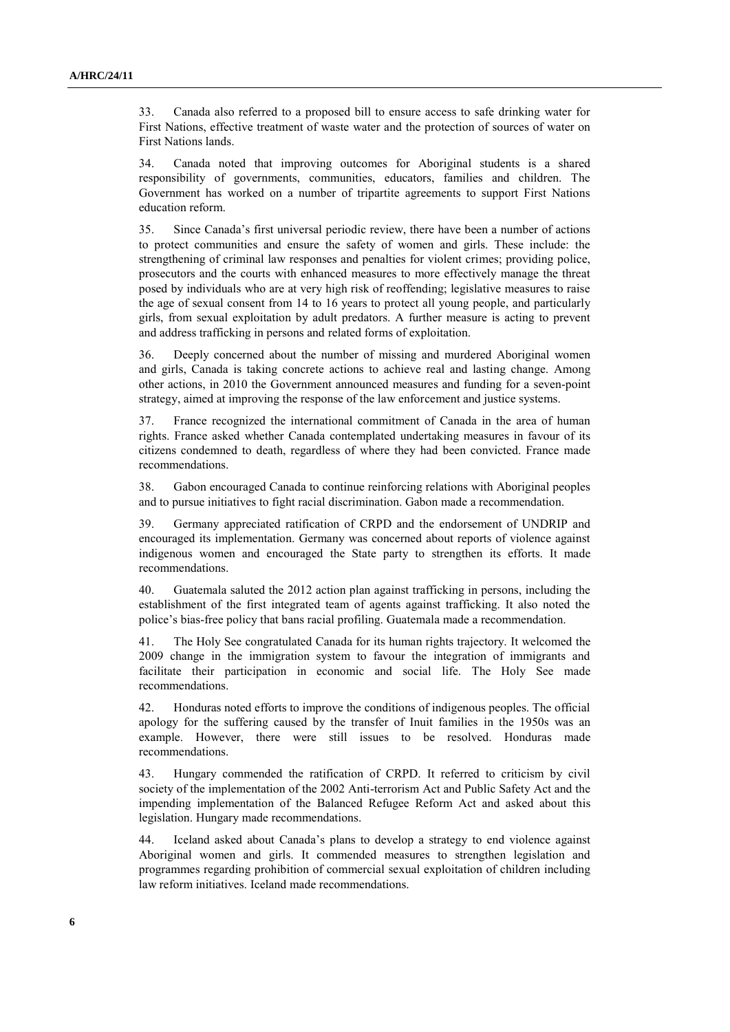33. Canada also referred to a proposed bill to ensure access to safe drinking water for First Nations, effective treatment of waste water and the protection of sources of water on First Nations lands.

34. Canada noted that improving outcomes for Aboriginal students is a shared responsibility of governments, communities, educators, families and children. The Government has worked on a number of tripartite agreements to support First Nations education reform.

35. Since Canada's first universal periodic review, there have been a number of actions to protect communities and ensure the safety of women and girls. These include: the strengthening of criminal law responses and penalties for violent crimes; providing police, prosecutors and the courts with enhanced measures to more effectively manage the threat posed by individuals who are at very high risk of reoffending; legislative measures to raise the age of sexual consent from 14 to 16 years to protect all young people, and particularly girls, from sexual exploitation by adult predators. A further measure is acting to prevent and address trafficking in persons and related forms of exploitation.

36. Deeply concerned about the number of missing and murdered Aboriginal women and girls, Canada is taking concrete actions to achieve real and lasting change. Among other actions, in 2010 the Government announced measures and funding for a seven-point strategy, aimed at improving the response of the law enforcement and justice systems.

37. France recognized the international commitment of Canada in the area of human rights. France asked whether Canada contemplated undertaking measures in favour of its citizens condemned to death, regardless of where they had been convicted. France made recommendations.

38. Gabon encouraged Canada to continue reinforcing relations with Aboriginal peoples and to pursue initiatives to fight racial discrimination. Gabon made a recommendation.

39. Germany appreciated ratification of CRPD and the endorsement of UNDRIP and encouraged its implementation. Germany was concerned about reports of violence against indigenous women and encouraged the State party to strengthen its efforts. It made recommendations.

40. Guatemala saluted the 2012 action plan against trafficking in persons, including the establishment of the first integrated team of agents against trafficking. It also noted the police's bias-free policy that bans racial profiling. Guatemala made a recommendation.

41. The Holy See congratulated Canada for its human rights trajectory. It welcomed the 2009 change in the immigration system to favour the integration of immigrants and facilitate their participation in economic and social life. The Holy See made recommendations.

42. Honduras noted efforts to improve the conditions of indigenous peoples. The official apology for the suffering caused by the transfer of Inuit families in the 1950s was an example. However, there were still issues to be resolved. Honduras made recommendations.

43. Hungary commended the ratification of CRPD. It referred to criticism by civil society of the implementation of the 2002 Anti-terrorism Act and Public Safety Act and the impending implementation of the Balanced Refugee Reform Act and asked about this legislation. Hungary made recommendations.

44. Iceland asked about Canada's plans to develop a strategy to end violence against Aboriginal women and girls. It commended measures to strengthen legislation and programmes regarding prohibition of commercial sexual exploitation of children including law reform initiatives. Iceland made recommendations.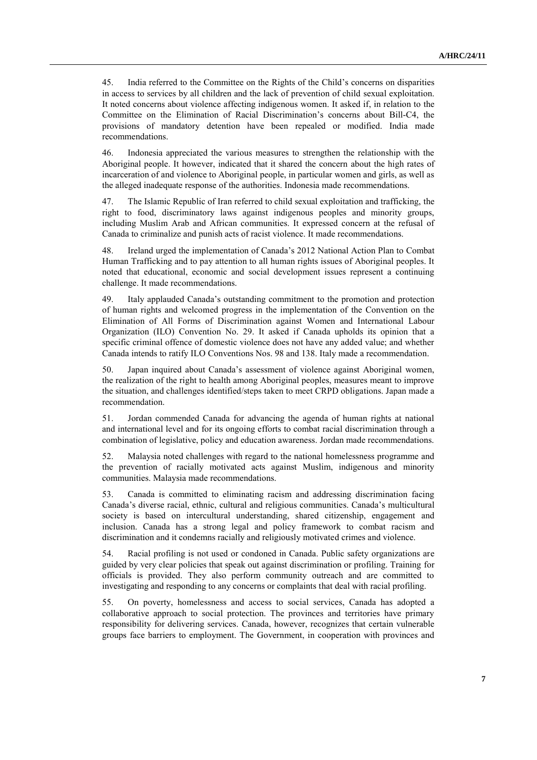45. India referred to the Committee on the Rights of the Child's concerns on disparities in access to services by all children and the lack of prevention of child sexual exploitation. It noted concerns about violence affecting indigenous women. It asked if, in relation to the Committee on the Elimination of Racial Discrimination's concerns about Bill-C4, the provisions of mandatory detention have been repealed or modified. India made recommendations.

46. Indonesia appreciated the various measures to strengthen the relationship with the Aboriginal people. It however, indicated that it shared the concern about the high rates of incarceration of and violence to Aboriginal people, in particular women and girls, as well as the alleged inadequate response of the authorities. Indonesia made recommendations.

47. The Islamic Republic of Iran referred to child sexual exploitation and trafficking, the right to food, discriminatory laws against indigenous peoples and minority groups, including Muslim Arab and African communities. It expressed concern at the refusal of Canada to criminalize and punish acts of racist violence. It made recommendations.

48. Ireland urged the implementation of Canada's 2012 National Action Plan to Combat Human Trafficking and to pay attention to all human rights issues of Aboriginal peoples. It noted that educational, economic and social development issues represent a continuing challenge. It made recommendations.

49. Italy applauded Canada's outstanding commitment to the promotion and protection of human rights and welcomed progress in the implementation of the Convention on the Elimination of All Forms of Discrimination against Women and International Labour Organization (ILO) Convention No. 29. It asked if Canada upholds its opinion that a specific criminal offence of domestic violence does not have any added value; and whether Canada intends to ratify ILO Conventions Nos. 98 and 138. Italy made a recommendation.

50. Japan inquired about Canada's assessment of violence against Aboriginal women, the realization of the right to health among Aboriginal peoples, measures meant to improve the situation, and challenges identified/steps taken to meet CRPD obligations. Japan made a recommendation.

51. Jordan commended Canada for advancing the agenda of human rights at national and international level and for its ongoing efforts to combat racial discrimination through a combination of legislative, policy and education awareness. Jordan made recommendations.

52. Malaysia noted challenges with regard to the national homelessness programme and the prevention of racially motivated acts against Muslim, indigenous and minority communities. Malaysia made recommendations.

53. Canada is committed to eliminating racism and addressing discrimination facing Canada's diverse racial, ethnic, cultural and religious communities. Canada's multicultural society is based on intercultural understanding, shared citizenship, engagement and inclusion. Canada has a strong legal and policy framework to combat racism and discrimination and it condemns racially and religiously motivated crimes and violence.

54. Racial profiling is not used or condoned in Canada. Public safety organizations are guided by very clear policies that speak out against discrimination or profiling. Training for officials is provided. They also perform community outreach and are committed to investigating and responding to any concerns or complaints that deal with racial profiling.

55. On poverty, homelessness and access to social services, Canada has adopted a collaborative approach to social protection. The provinces and territories have primary responsibility for delivering services. Canada, however, recognizes that certain vulnerable groups face barriers to employment. The Government, in cooperation with provinces and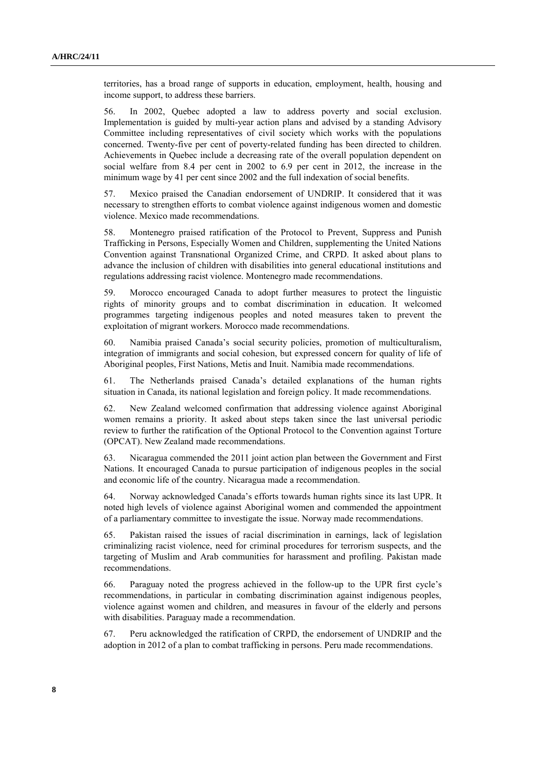territories, has a broad range of supports in education, employment, health, housing and income support, to address these barriers.

56. In 2002, Quebec adopted a law to address poverty and social exclusion. Implementation is guided by multi-year action plans and advised by a standing Advisory Committee including representatives of civil society which works with the populations concerned. Twenty-five per cent of poverty-related funding has been directed to children. Achievements in Quebec include a decreasing rate of the overall population dependent on social welfare from 8.4 per cent in 2002 to 6.9 per cent in 2012, the increase in the minimum wage by 41 per cent since 2002 and the full indexation of social benefits.

57. Mexico praised the Canadian endorsement of UNDRIP. It considered that it was necessary to strengthen efforts to combat violence against indigenous women and domestic violence. Mexico made recommendations.

58. Montenegro praised ratification of the Protocol to Prevent, Suppress and Punish Trafficking in Persons, Especially Women and Children, supplementing the United Nations Convention against Transnational Organized Crime, and CRPD. It asked about plans to advance the inclusion of children with disabilities into general educational institutions and regulations addressing racist violence. Montenegro made recommendations.

59. Morocco encouraged Canada to adopt further measures to protect the linguistic rights of minority groups and to combat discrimination in education. It welcomed programmes targeting indigenous peoples and noted measures taken to prevent the exploitation of migrant workers. Morocco made recommendations.

60. Namibia praised Canada's social security policies, promotion of multiculturalism, integration of immigrants and social cohesion, but expressed concern for quality of life of Aboriginal peoples, First Nations, Metis and Inuit. Namibia made recommendations.

61. The Netherlands praised Canada's detailed explanations of the human rights situation in Canada, its national legislation and foreign policy. It made recommendations.

62. New Zealand welcomed confirmation that addressing violence against Aboriginal women remains a priority. It asked about steps taken since the last universal periodic review to further the ratification of the Optional Protocol to the Convention against Torture (OPCAT). New Zealand made recommendations.

63. Nicaragua commended the 2011 joint action plan between the Government and First Nations. It encouraged Canada to pursue participation of indigenous peoples in the social and economic life of the country. Nicaragua made a recommendation.

64. Norway acknowledged Canada's efforts towards human rights since its last UPR. It noted high levels of violence against Aboriginal women and commended the appointment of a parliamentary committee to investigate the issue. Norway made recommendations.

65. Pakistan raised the issues of racial discrimination in earnings, lack of legislation criminalizing racist violence, need for criminal procedures for terrorism suspects, and the targeting of Muslim and Arab communities for harassment and profiling. Pakistan made recommendations.

66. Paraguay noted the progress achieved in the follow-up to the UPR first cycle's recommendations, in particular in combating discrimination against indigenous peoples, violence against women and children, and measures in favour of the elderly and persons with disabilities. Paraguay made a recommendation.

67. Peru acknowledged the ratification of CRPD, the endorsement of UNDRIP and the adoption in 2012 of a plan to combat trafficking in persons. Peru made recommendations.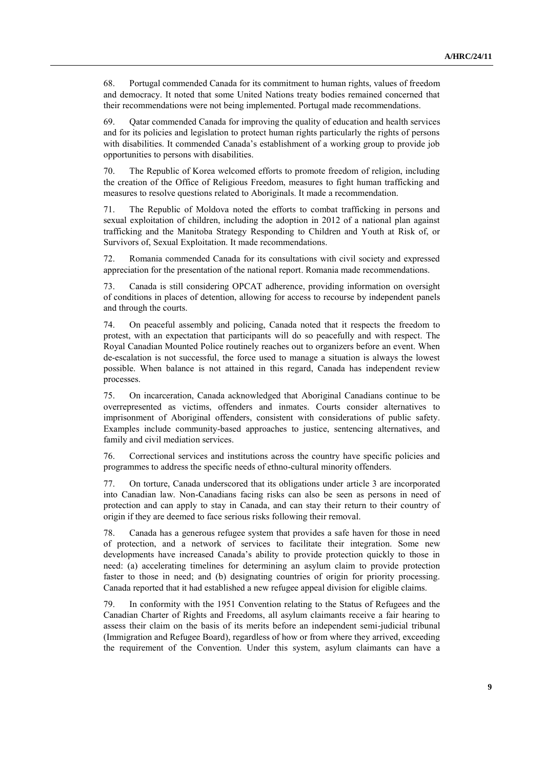68. Portugal commended Canada for its commitment to human rights, values of freedom and democracy. It noted that some United Nations treaty bodies remained concerned that their recommendations were not being implemented. Portugal made recommendations.

69. Qatar commended Canada for improving the quality of education and health services and for its policies and legislation to protect human rights particularly the rights of persons with disabilities. It commended Canada's establishment of a working group to provide job opportunities to persons with disabilities.

70. The Republic of Korea welcomed efforts to promote freedom of religion, including the creation of the Office of Religious Freedom, measures to fight human trafficking and measures to resolve questions related to Aboriginals. It made a recommendation.

71. The Republic of Moldova noted the efforts to combat trafficking in persons and sexual exploitation of children, including the adoption in 2012 of a national plan against trafficking and the Manitoba Strategy Responding to Children and Youth at Risk of, or Survivors of, Sexual Exploitation. It made recommendations.

72. Romania commended Canada for its consultations with civil society and expressed appreciation for the presentation of the national report. Romania made recommendations.

73. Canada is still considering OPCAT adherence, providing information on oversight of conditions in places of detention, allowing for access to recourse by independent panels and through the courts.

74. On peaceful assembly and policing, Canada noted that it respects the freedom to protest, with an expectation that participants will do so peacefully and with respect. The Royal Canadian Mounted Police routinely reaches out to organizers before an event. When de-escalation is not successful, the force used to manage a situation is always the lowest possible. When balance is not attained in this regard, Canada has independent review processes.

75. On incarceration, Canada acknowledged that Aboriginal Canadians continue to be overrepresented as victims, offenders and inmates. Courts consider alternatives to imprisonment of Aboriginal offenders, consistent with considerations of public safety. Examples include community-based approaches to justice, sentencing alternatives, and family and civil mediation services.

76. Correctional services and institutions across the country have specific policies and programmes to address the specific needs of ethno-cultural minority offenders.

77. On torture, Canada underscored that its obligations under article 3 are incorporated into Canadian law. Non-Canadians facing risks can also be seen as persons in need of protection and can apply to stay in Canada, and can stay their return to their country of origin if they are deemed to face serious risks following their removal.

78. Canada has a generous refugee system that provides a safe haven for those in need of protection, and a network of services to facilitate their integration. Some new developments have increased Canada's ability to provide protection quickly to those in need: (a) accelerating timelines for determining an asylum claim to provide protection faster to those in need; and (b) designating countries of origin for priority processing. Canada reported that it had established a new refugee appeal division for eligible claims.

79. In conformity with the 1951 Convention relating to the Status of Refugees and the Canadian Charter of Rights and Freedoms, all asylum claimants receive a fair hearing to assess their claim on the basis of its merits before an independent semi-judicial tribunal (Immigration and Refugee Board), regardless of how or from where they arrived, exceeding the requirement of the Convention. Under this system, asylum claimants can have a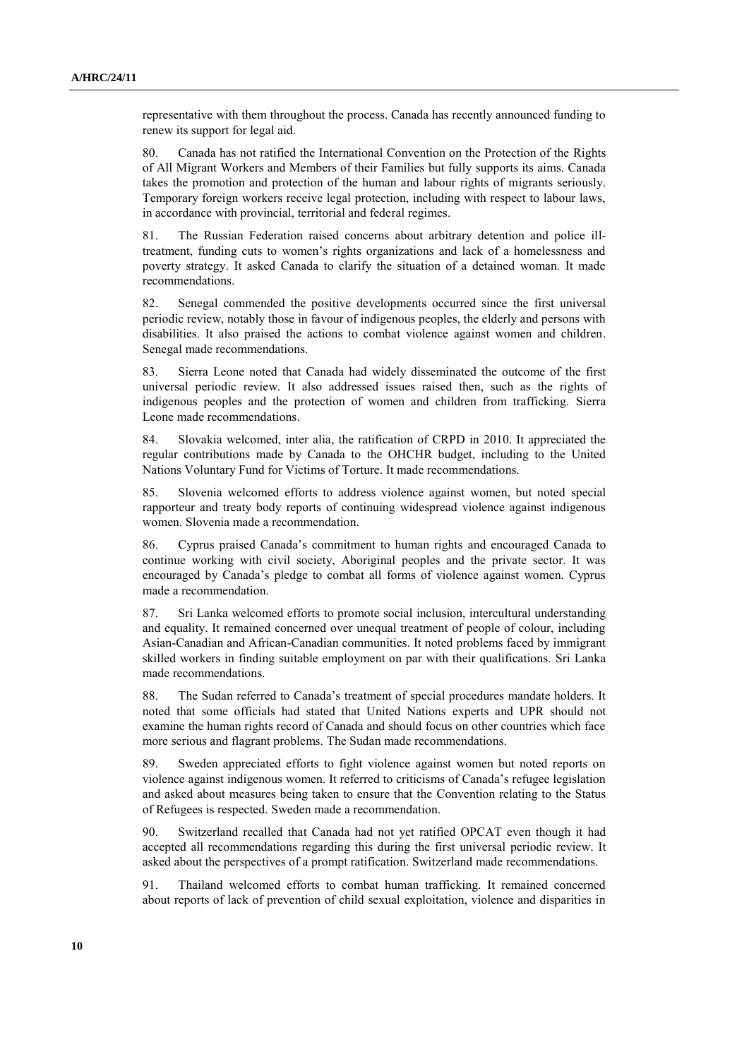representative with them throughout the process. Canada has recently announced funding to renew its support for legal aid.

80. Canada has not ratified the International Convention on the Protection of the Rights of All Migrant Workers and Members of their Families but fully supports its aims. Canada takes the promotion and protection of the human and labour rights of migrants seriously. Temporary foreign workers receive legal protection, including with respect to labour laws, in accordance with provincial, territorial and federal regimes.

81. The Russian Federation raised concerns about arbitrary detention and police ill-treatment, funding cuts to women's rights organizations and lack of a homelessness and poverty strategy. It asked Canada to clarify the situation of a detained woman. It made recommendations.

82. Senegal commended the positive developments occurred since the first universal periodic review, notably those in favour of indigenous peoples, the elderly and persons with disabilities. It also praised the actions to combat violence against women and children. Senegal made recommendations.

83. Sierra Leone noted that Canada had widely disseminated the outcome of the first universal periodic review. It also addressed issues raised then, such as the rights of indigenous peoples and the protection of women and children from trafficking. Sierra Leone made recommendations.

84. Slovakia welcomed, inter alia, the ratification of CRPD in 2010. It appreciated the regular contributions made by Canada to the OHCHR budget, including to the United Nations Voluntary Fund for Victims of Torture. It made recommendations.

85. Slovenia welcomed efforts to address violence against women, but noted special rapporteur and treaty body reports of continuing widespread violence against indigenous women. Slovenia made a recommendation.

86. Cyprus praised Canada's commitment to human rights and encouraged Canada to continue working with civil society, Aboriginal peoples and the private sector. It was encouraged by Canada's pledge to combat all forms of violence against women. Cyprus made a recommendation.

87. Sri Lanka welcomed efforts to promote social inclusion, intercultural understanding and equality. It remained concerned over unequal treatment of people of colour, including Asian-Canadian and African-Canadian communities. It noted problems faced by immigrant skilled workers in finding suitable employment on par with their qualifications. Sri Lanka made recommendations.

88. The Sudan referred to Canada's treatment of special procedures mandate holders. It noted that some officials had stated that United Nations experts and UPR should not examine the human rights record of Canada and should focus on other countries which face more serious and flagrant problems. The Sudan made recommendations.

89. Sweden appreciated efforts to fight violence against women but noted reports on violence against indigenous women. It referred to criticisms of Canada's refugee legislation and asked about measures being taken to ensure that the Convention relating to the Status of Refugees is respected. Sweden made a recommendation.

90. Switzerland recalled that Canada had not yet ratified OPCAT even though it had accepted all recommendations regarding this during the first universal periodic review. It asked about the perspectives of a prompt ratification. Switzerland made recommendations.

91. Thailand welcomed efforts to combat human trafficking. It remained concerned about reports of lack of prevention of child sexual exploitation, violence and disparities in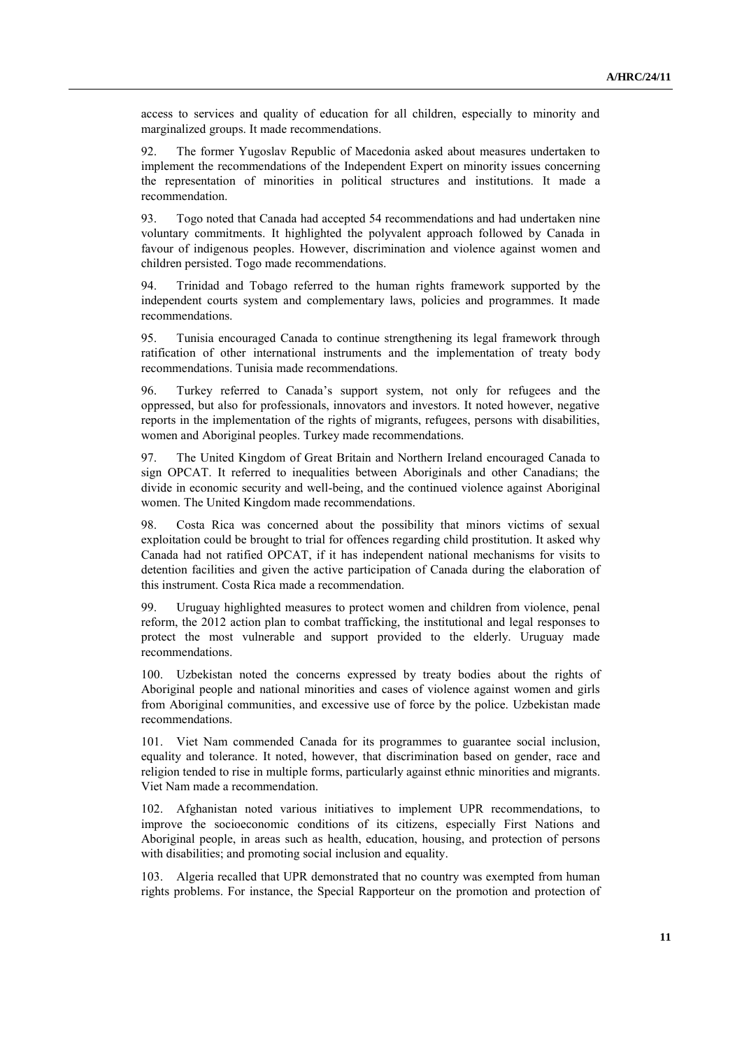access to services and quality of education for all children, especially to minority and marginalized groups. It made recommendations.

92. The former Yugoslav Republic of Macedonia asked about measures undertaken to implement the recommendations of the Independent Expert on minority issues concerning the representation of minorities in political structures and institutions. It made a recommendation.

93. Togo noted that Canada had accepted 54 recommendations and had undertaken nine voluntary commitments. It highlighted the polyvalent approach followed by Canada in favour of indigenous peoples. However, discrimination and violence against women and children persisted. Togo made recommendations.

94. Trinidad and Tobago referred to the human rights framework supported by the independent courts system and complementary laws, policies and programmes. It made recommendations.

95. Tunisia encouraged Canada to continue strengthening its legal framework through ratification of other international instruments and the implementation of treaty body recommendations. Tunisia made recommendations.

96. Turkey referred to Canada's support system, not only for refugees and the oppressed, but also for professionals, innovators and investors. It noted however, negative reports in the implementation of the rights of migrants, refugees, persons with disabilities, women and Aboriginal peoples. Turkey made recommendations.

97. The United Kingdom of Great Britain and Northern Ireland encouraged Canada to sign OPCAT. It referred to inequalities between Aboriginals and other Canadians; the divide in economic security and well-being, and the continued violence against Aboriginal women. The United Kingdom made recommendations.

98. Costa Rica was concerned about the possibility that minors victims of sexual exploitation could be brought to trial for offences regarding child prostitution. It asked why Canada had not ratified OPCAT, if it has independent national mechanisms for visits to detention facilities and given the active participation of Canada during the elaboration of this instrument. Costa Rica made a recommendation.

99. Uruguay highlighted measures to protect women and children from violence, penal reform, the 2012 action plan to combat trafficking, the institutional and legal responses to protect the most vulnerable and support provided to the elderly. Uruguay made recommendations.

100. Uzbekistan noted the concerns expressed by treaty bodies about the rights of Aboriginal people and national minorities and cases of violence against women and girls from Aboriginal communities, and excessive use of force by the police. Uzbekistan made recommendations.

101. Viet Nam commended Canada for its programmes to guarantee social inclusion, equality and tolerance. It noted, however, that discrimination based on gender, race and religion tended to rise in multiple forms, particularly against ethnic minorities and migrants. Viet Nam made a recommendation.

102. Afghanistan noted various initiatives to implement UPR recommendations, to improve the socioeconomic conditions of its citizens, especially First Nations and Aboriginal people, in areas such as health, education, housing, and protection of persons with disabilities; and promoting social inclusion and equality.

103. Algeria recalled that UPR demonstrated that no country was exempted from human rights problems. For instance, the Special Rapporteur on the promotion and protection of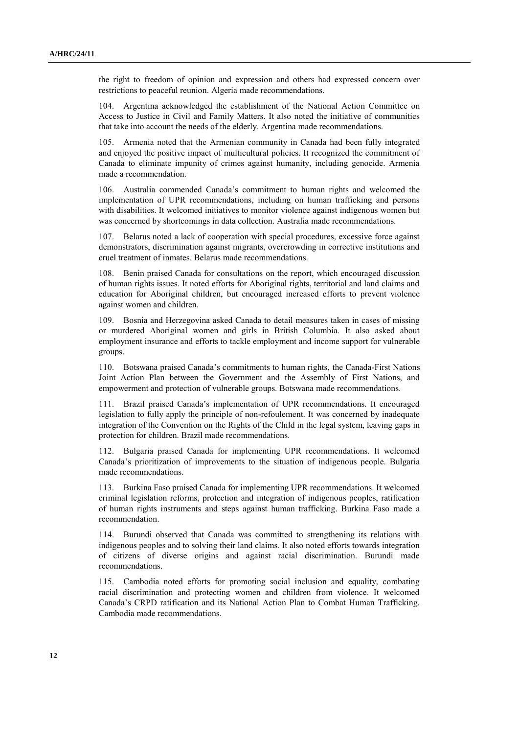the right to freedom of opinion and expression and others had expressed concern over restrictions to peaceful reunion. Algeria made recommendations.

104. Argentina acknowledged the establishment of the National Action Committee on Access to Justice in Civil and Family Matters. It also noted the initiative of communities that take into account the needs of the elderly. Argentina made recommendations.

105. Armenia noted that the Armenian community in Canada had been fully integrated and enjoyed the positive impact of multicultural policies. It recognized the commitment of Canada to eliminate impunity of crimes against humanity, including genocide. Armenia made a recommendation.

106. Australia commended Canada's commitment to human rights and welcomed the implementation of UPR recommendations, including on human trafficking and persons with disabilities. It welcomed initiatives to monitor violence against indigenous women but was concerned by shortcomings in data collection. Australia made recommendations.

107. Belarus noted a lack of cooperation with special procedures, excessive force against demonstrators, discrimination against migrants, overcrowding in corrective institutions and cruel treatment of inmates. Belarus made recommendations.

108. Benin praised Canada for consultations on the report, which encouraged discussion of human rights issues. It noted efforts for Aboriginal rights, territorial and land claims and education for Aboriginal children, but encouraged increased efforts to prevent violence against women and children.

109. Bosnia and Herzegovina asked Canada to detail measures taken in cases of missing or murdered Aboriginal women and girls in British Columbia. It also asked about employment insurance and efforts to tackle employment and income support for vulnerable groups.

110. Botswana praised Canada's commitments to human rights, the Canada-First Nations Joint Action Plan between the Government and the Assembly of First Nations, and empowerment and protection of vulnerable groups. Botswana made recommendations.

111. Brazil praised Canada's implementation of UPR recommendations. It encouraged legislation to fully apply the principle of non-refoulement. It was concerned by inadequate integration of the Convention on the Rights of the Child in the legal system, leaving gaps in protection for children. Brazil made recommendations.

112. Bulgaria praised Canada for implementing UPR recommendations. It welcomed Canada's prioritization of improvements to the situation of indigenous people. Bulgaria made recommendations.

113. Burkina Faso praised Canada for implementing UPR recommendations. It welcomed criminal legislation reforms, protection and integration of indigenous peoples, ratification of human rights instruments and steps against human trafficking. Burkina Faso made a recommendation.

114. Burundi observed that Canada was committed to strengthening its relations with indigenous peoples and to solving their land claims. It also noted efforts towards integration of citizens of diverse origins and against racial discrimination. Burundi made recommendations.

115. Cambodia noted efforts for promoting social inclusion and equality, combating racial discrimination and protecting women and children from violence. It welcomed Canada's CRPD ratification and its National Action Plan to Combat Human Trafficking. Cambodia made recommendations.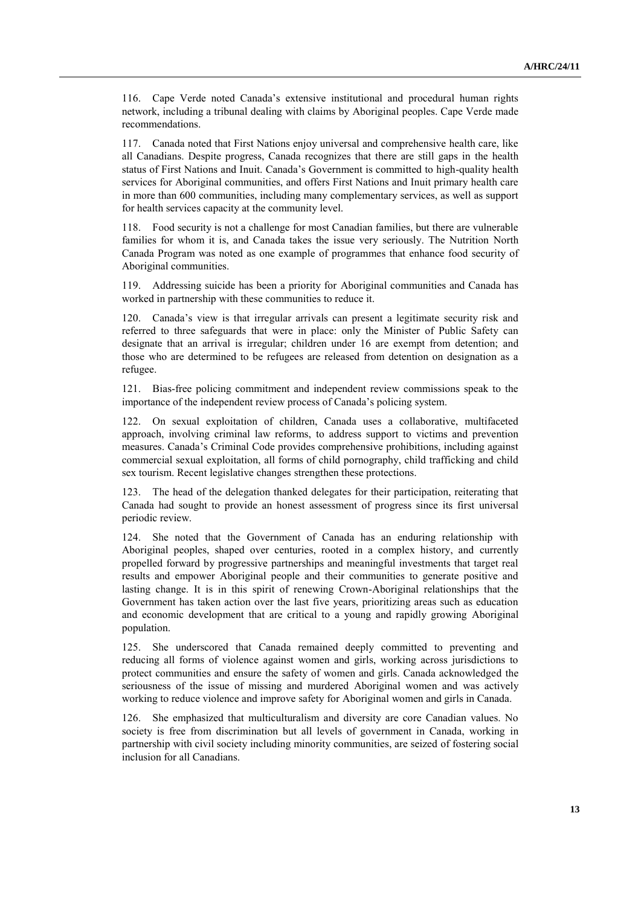116. Cape Verde noted Canada's extensive institutional and procedural human rights network, including a tribunal dealing with claims by Aboriginal peoples. Cape Verde made recommendations.

117. Canada noted that First Nations enjoy universal and comprehensive health care, like all Canadians. Despite progress, Canada recognizes that there are still gaps in the health status of First Nations and Inuit. Canada's Government is committed to high-quality health services for Aboriginal communities, and offers First Nations and Inuit primary health care in more than 600 communities, including many complementary services, as well as support for health services capacity at the community level.

118. Food security is not a challenge for most Canadian families, but there are vulnerable families for whom it is, and Canada takes the issue very seriously. The Nutrition North Canada Program was noted as one example of programmes that enhance food security of Aboriginal communities.

119. Addressing suicide has been a priority for Aboriginal communities and Canada has worked in partnership with these communities to reduce it.

120. Canada's view is that irregular arrivals can present a legitimate security risk and referred to three safeguards that were in place: only the Minister of Public Safety can designate that an arrival is irregular; children under 16 are exempt from detention; and those who are determined to be refugees are released from detention on designation as a refugee.

121. Bias-free policing commitment and independent review commissions speak to the importance of the independent review process of Canada's policing system.

122. On sexual exploitation of children, Canada uses a collaborative, multifaceted approach, involving criminal law reforms, to address support to victims and prevention measures. Canada's Criminal Code provides comprehensive prohibitions, including against commercial sexual exploitation, all forms of child pornography, child trafficking and child sex tourism. Recent legislative changes strengthen these protections.

123. The head of the delegation thanked delegates for their participation, reiterating that Canada had sought to provide an honest assessment of progress since its first universal periodic review.

124. She noted that the Government of Canada has an enduring relationship with Aboriginal peoples, shaped over centuries, rooted in a complex history, and currently propelled forward by progressive partnerships and meaningful investments that target real results and empower Aboriginal people and their communities to generate positive and lasting change. It is in this spirit of renewing Crown-Aboriginal relationships that the Government has taken action over the last five years, prioritizing areas such as education and economic development that are critical to a young and rapidly growing Aboriginal population.

125. She underscored that Canada remained deeply committed to preventing and reducing all forms of violence against women and girls, working across jurisdictions to protect communities and ensure the safety of women and girls. Canada acknowledged the seriousness of the issue of missing and murdered Aboriginal women and was actively working to reduce violence and improve safety for Aboriginal women and girls in Canada.

126. She emphasized that multiculturalism and diversity are core Canadian values. No society is free from discrimination but all levels of government in Canada, working in partnership with civil society including minority communities, are seized of fostering social inclusion for all Canadians.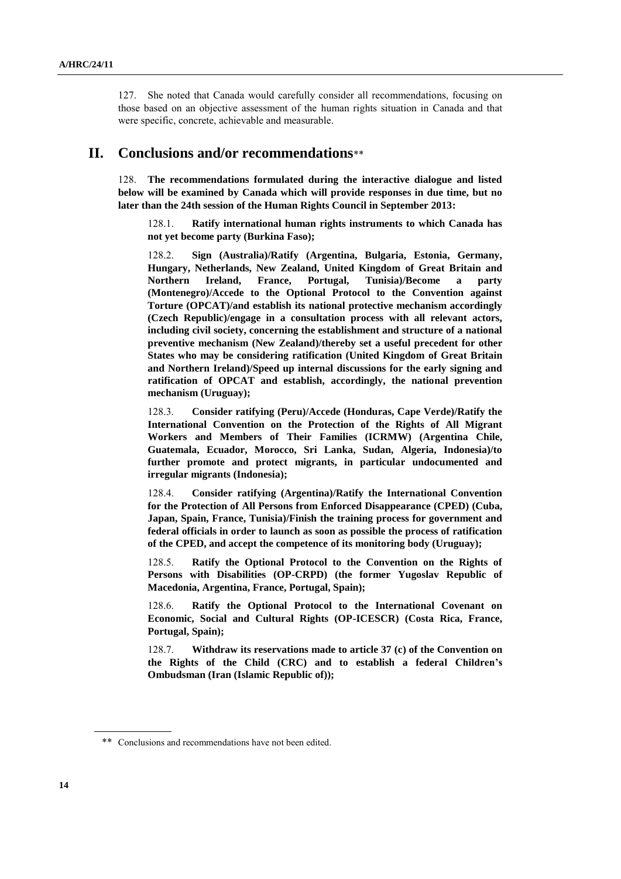127. She noted that Canada would carefully consider all recommendations, focusing on those based on an objective assessment of the human rights situation in Canada and that were specific, concrete, achievable and measurable.

## II. Conclusions and/or recommendations**

128. **The recommendations formulated during the interactive dialogue and listed below will be examined by Canada which will provide responses in due time, but no later than the 24th session of the Human Rights Council in September 2013:**

128.1. **Ratify international human rights instruments to which Canada has not yet become party (Burkina Faso);**

128.2. **Sign (Australia)/Ratify (Argentina, Bulgaria, Estonia, Germany, Hungary, Netherlands, New Zealand, United Kingdom of Great Britain and Northern Ireland, France, Portugal, Tunisia)/Become a party (Montenegro)/Accede to the Optional Protocol to the Convention against Torture (OPCAT)/and establish its national protective mechanism accordingly (Czech Republic)/engage in a consultation process with all relevant actors, including civil society, concerning the establishment and structure of a national preventive mechanism (New Zealand)/thereby set a useful precedent for other States who may be considering ratification (United Kingdom of Great Britain and Northern Ireland)/Speed up internal discussions for the early signing and ratification of OPCAT and establish, accordingly, the national prevention mechanism (Uruguay);**

128.3. **Consider ratifying (Peru)/Accede (Honduras, Cape Verde)/Ratify the International Convention on the Protection of the Rights of All Migrant Workers and Members of Their Families (ICRMW) (Argentina Chile, Guatemala, Ecuador, Morocco, Sri Lanka, Sudan, Algeria, Indonesia)/to further promote and protect migrants, in particular undocumented and irregular migrants (Indonesia);**

128.4. **Consider ratifying (Argentina)/Ratify the International Convention for the Protection of All Persons from Enforced Disappearance (CPED) (Cuba, Japan, Spain, France, Tunisia)/Finish the training process for government and federal officials in order to launch as soon as possible the process of ratification of the CPED, and accept the competence of its monitoring body (Uruguay);**

128.5. **Ratify the Optional Protocol to the Convention on the Rights of Persons with Disabilities (OP-CRPD) (the former Yugoslav Republic of Macedonia, Argentina, France, Portugal, Spain);**

128.6. **Ratify the Optional Protocol to the International Covenant on Economic, Social and Cultural Rights (OP-ICESCR) (Costa Rica, France, Portugal, Spain);**

128.7. **Withdraw its reservations made to article 37 (c) of the Convention on the Rights of the Child (CRC) and to establish a federal Children's Ombudsman (Iran (Islamic Republic of));**

** Conclusions and recommendations have not been edited.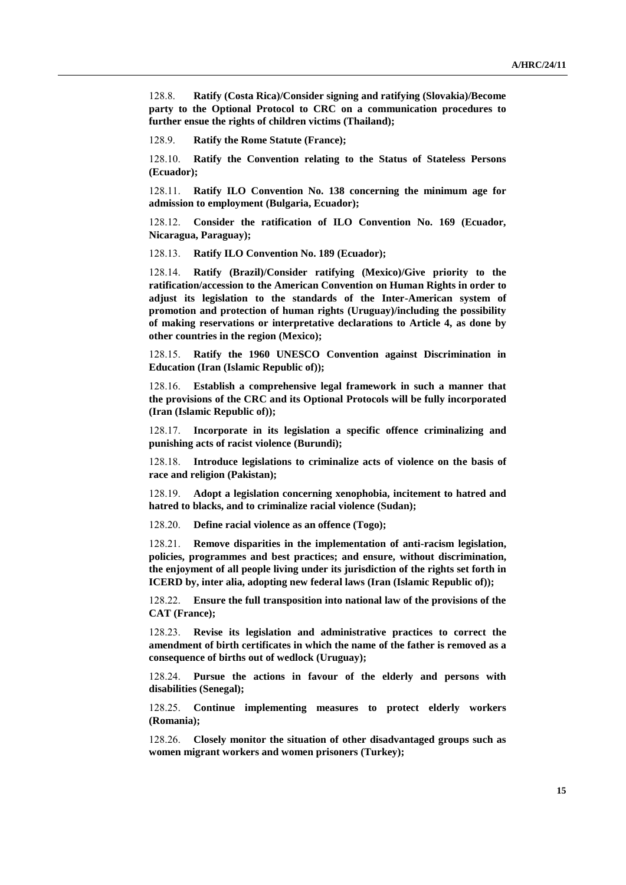128.8. **Ratify (Costa Rica)/Consider signing and ratifying (Slovakia)/Become party to the Optional Protocol to CRC on a communication procedures to further ensue the rights of children victims (Thailand);**

128.9. **Ratify the Rome Statute (France);**

128.10. **Ratify the Convention relating to the Status of Stateless Persons (Ecuador);**

128.11. **Ratify ILO Convention No. 138 concerning the minimum age for admission to employment (Bulgaria, Ecuador);**

128.12. **Consider the ratification of ILO Convention No. 169 (Ecuador, Nicaragua, Paraguay);**

128.13. **Ratify ILO Convention No. 189 (Ecuador);**

128.14. **Ratify (Brazil)/Consider ratifying (Mexico)/Give priority to the ratification/accession to the American Convention on Human Rights in order to adjust its legislation to the standards of the Inter-American system of promotion and protection of human rights (Uruguay)/including the possibility of making reservations or interpretative declarations to Article 4, as done by other countries in the region (Mexico);**

128.15. **Ratify the 1960 UNESCO Convention against Discrimination in Education (Iran (Islamic Republic of));**

128.16. **Establish a comprehensive legal framework in such a manner that the provisions of the CRC and its Optional Protocols will be fully incorporated (Iran (Islamic Republic of));**

128.17. **Incorporate in its legislation a specific offence criminalizing and punishing acts of racist violence (Burundi);**

128.18. **Introduce legislations to criminalize acts of violence on the basis of race and religion (Pakistan);**

128.19. **Adopt a legislation concerning xenophobia, incitement to hatred and hatred to blacks, and to criminalize racial violence (Sudan);**

128.20. **Define racial violence as an offence (Togo);**

128.21. **Remove disparities in the implementation of anti-racism legislation, policies, programmes and best practices; and ensure, without discrimination, the enjoyment of all people living under its jurisdiction of the rights set forth in ICERD by, inter alia, adopting new federal laws (Iran (Islamic Republic of));**

128.22. **Ensure the full transposition into national law of the provisions of the CAT (France);**

128.23. **Revise its legislation and administrative practices to correct the amendment of birth certificates in which the name of the father is removed as a consequence of births out of wedlock (Uruguay);**

128.24. **Pursue the actions in favour of the elderly and persons with disabilities (Senegal);**

128.25. **Continue implementing measures to protect elderly workers (Romania);**

128.26. **Closely monitor the situation of other disadvantaged groups such as women migrant workers and women prisoners (Turkey);**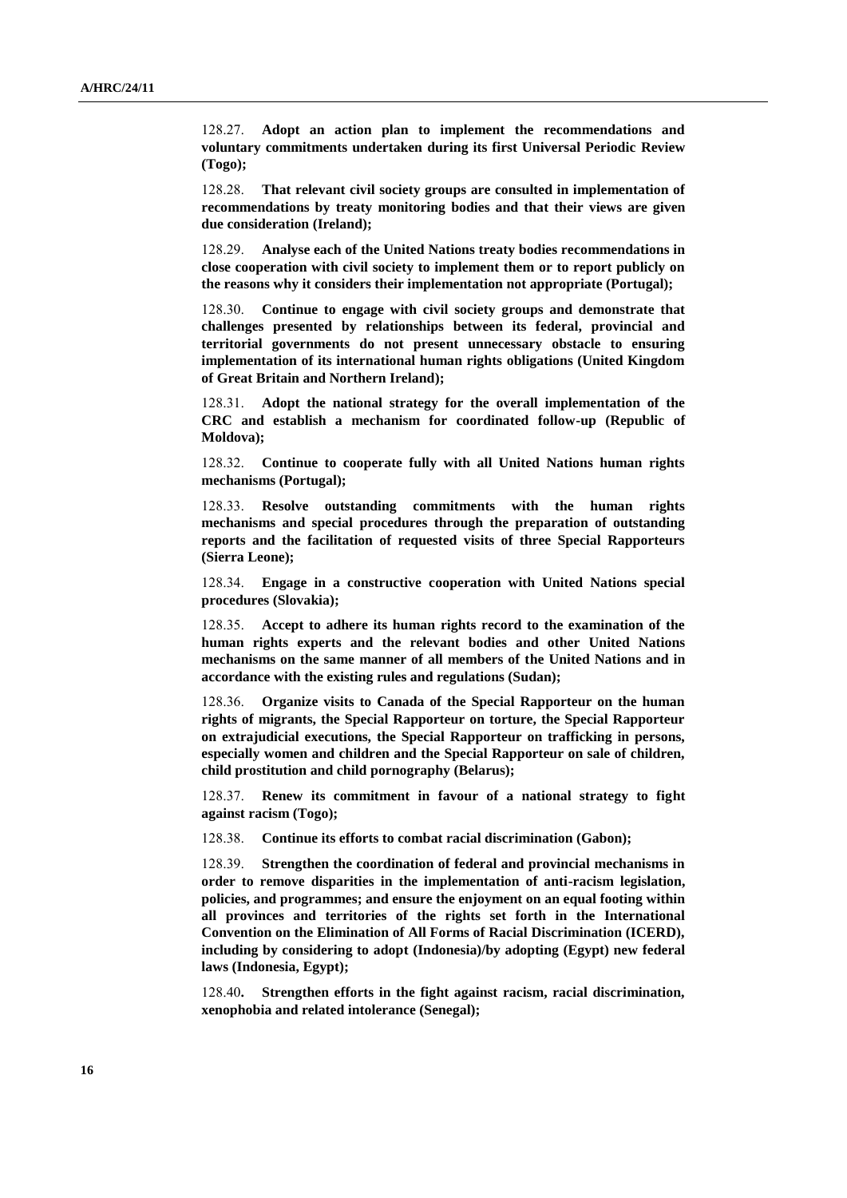128.27. **Adopt an action plan to implement the recommendations and voluntary commitments undertaken during its first Universal Periodic Review (Togo);**

128.28. **That relevant civil society groups are consulted in implementation of recommendations by treaty monitoring bodies and that their views are given due consideration (Ireland);**

128.29. **Analyse each of the United Nations treaty bodies recommendations in close cooperation with civil society to implement them or to report publicly on the reasons why it considers their implementation not appropriate (Portugal);**

128.30. **Continue to engage with civil society groups and demonstrate that challenges presented by relationships between its federal, provincial and territorial governments do not present unnecessary obstacle to ensuring implementation of its international human rights obligations (United Kingdom of Great Britain and Northern Ireland);**

128.31. **Adopt the national strategy for the overall implementation of the CRC and establish a mechanism for coordinated follow-up (Republic of Moldova);**

128.32. **Continue to cooperate fully with all United Nations human rights mechanisms (Portugal);**

128.33. **Resolve outstanding commitments with the human rights mechanisms and special procedures through the preparation of outstanding reports and the facilitation of requested visits of three Special Rapporteurs (Sierra Leone);**

128.34. **Engage in a constructive cooperation with United Nations special procedures (Slovakia);**

128.35. **Accept to adhere its human rights record to the examination of the human rights experts and the relevant bodies and other United Nations mechanisms on the same manner of all members of the United Nations and in accordance with the existing rules and regulations (Sudan);**

128.36. **Organize visits to Canada of the Special Rapporteur on the human rights of migrants, the Special Rapporteur on torture, the Special Rapporteur on extrajudicial executions, the Special Rapporteur on trafficking in persons, especially women and children and the Special Rapporteur on sale of children, child prostitution and child pornography (Belarus);**

128.37. **Renew its commitment in favour of a national strategy to fight against racism (Togo);**

128.38. **Continue its efforts to combat racial discrimination (Gabon);**

128.39. **Strengthen the coordination of federal and provincial mechanisms in order to remove disparities in the implementation of anti-racism legislation, policies, and programmes; and ensure the enjoyment on an equal footing within all provinces and territories of the rights set forth in the International Convention on the Elimination of All Forms of Racial Discrimination (ICERD), including by considering to adopt (Indonesia)/by adopting (Egypt) new federal laws (Indonesia, Egypt);**

128.40**. Strengthen efforts in the fight against racism, racial discrimination, xenophobia and related intolerance (Senegal);**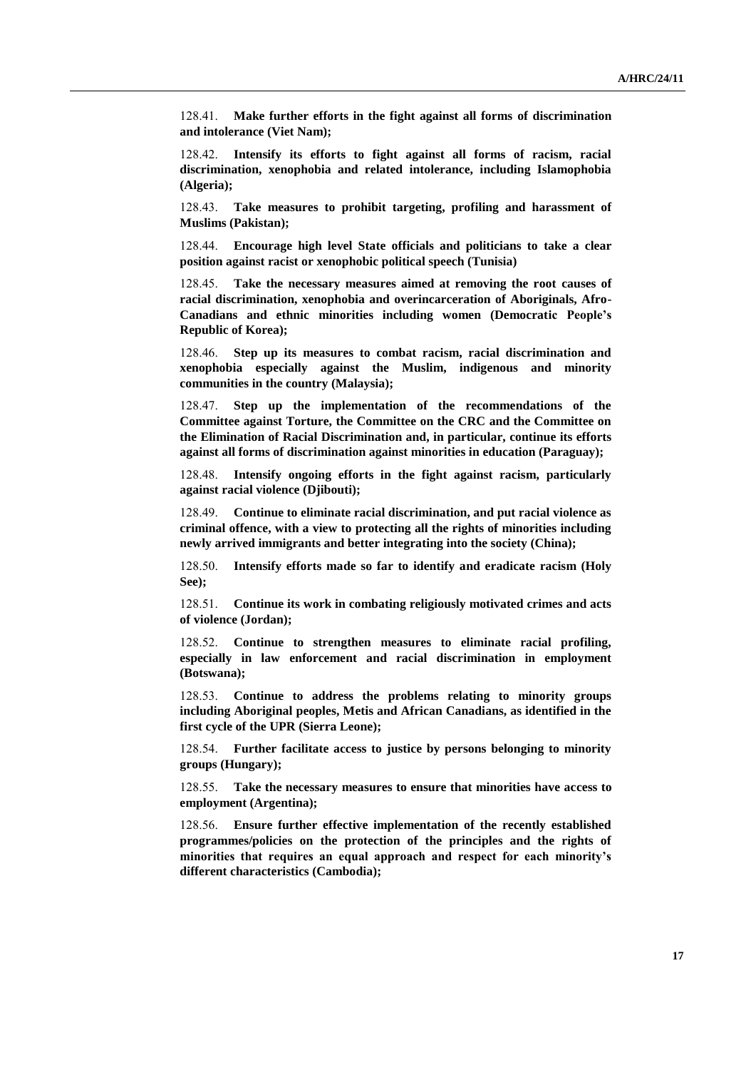128.41. **Make further efforts in the fight against all forms of discrimination and intolerance (Viet Nam);**

128.42. **Intensify its efforts to fight against all forms of racism, racial discrimination, xenophobia and related intolerance, including Islamophobia (Algeria);**

128.43. **Take measures to prohibit targeting, profiling and harassment of Muslims (Pakistan);**

128.44. **Encourage high level State officials and politicians to take a clear position against racist or xenophobic political speech (Tunisia)**

128.45. **Take the necessary measures aimed at removing the root causes of racial discrimination, xenophobia and overincarceration of Aboriginals, Afro-Canadians and ethnic minorities including women (Democratic People's Republic of Korea);**

128.46. **Step up its measures to combat racism, racial discrimination and xenophobia especially against the Muslim, indigenous and minority communities in the country (Malaysia);**

128.47. **Step up the implementation of the recommendations of the Committee against Torture, the Committee on the CRC and the Committee on the Elimination of Racial Discrimination and, in particular, continue its efforts against all forms of discrimination against minorities in education (Paraguay);**

128.48. **Intensify ongoing efforts in the fight against racism, particularly against racial violence (Djibouti);**

128.49. **Continue to eliminate racial discrimination, and put racial violence as criminal offence, with a view to protecting all the rights of minorities including newly arrived immigrants and better integrating into the society (China);**

128.50. **Intensify efforts made so far to identify and eradicate racism (Holy See);**

128.51. **Continue its work in combating religiously motivated crimes and acts of violence (Jordan);**

128.52. **Continue to strengthen measures to eliminate racial profiling, especially in law enforcement and racial discrimination in employment (Botswana);**

128.53. **Continue to address the problems relating to minority groups including Aboriginal peoples, Metis and African Canadians, as identified in the first cycle of the UPR (Sierra Leone);**

128.54. **Further facilitate access to justice by persons belonging to minority groups (Hungary);**

128.55. **Take the necessary measures to ensure that minorities have access to employment (Argentina);**

128.56. **Ensure further effective implementation of the recently established programmes/policies on the protection of the principles and the rights of minorities that requires an equal approach and respect for each minority's different characteristics (Cambodia);**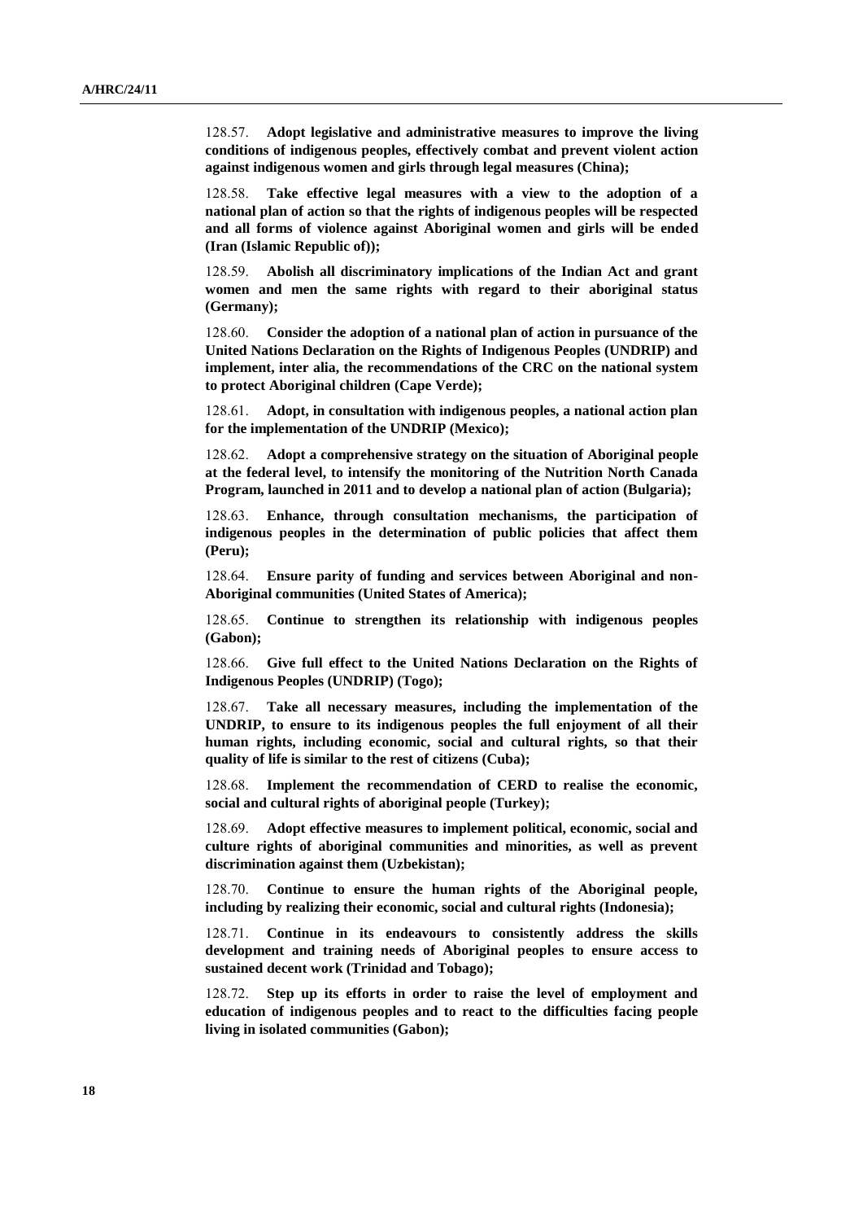128.57. **Adopt legislative and administrative measures to improve the living conditions of indigenous peoples, effectively combat and prevent violent action against indigenous women and girls through legal measures (China);**

128.58. **Take effective legal measures with a view to the adoption of a national plan of action so that the rights of indigenous peoples will be respected and all forms of violence against Aboriginal women and girls will be ended (Iran (Islamic Republic of));**

128.59. **Abolish all discriminatory implications of the Indian Act and grant women and men the same rights with regard to their aboriginal status (Germany);**

128.60. **Consider the adoption of a national plan of action in pursuance of the United Nations Declaration on the Rights of Indigenous Peoples (UNDRIP) and implement, inter alia, the recommendations of the CRC on the national system to protect Aboriginal children (Cape Verde);**

128.61. **Adopt, in consultation with indigenous peoples, a national action plan for the implementation of the UNDRIP (Mexico);**

128.62. **Adopt a comprehensive strategy on the situation of Aboriginal people at the federal level, to intensify the monitoring of the Nutrition North Canada Program, launched in 2011 and to develop a national plan of action (Bulgaria);**

128.63. **Enhance, through consultation mechanisms, the participation of indigenous peoples in the determination of public policies that affect them (Peru);**

128.64. **Ensure parity of funding and services between Aboriginal and non-Aboriginal communities (United States of America);**

128.65. **Continue to strengthen its relationship with indigenous peoples (Gabon);**

128.66. **Give full effect to the United Nations Declaration on the Rights of Indigenous Peoples (UNDRIP) (Togo);**

128.67. **Take all necessary measures, including the implementation of the UNDRIP, to ensure to its indigenous peoples the full enjoyment of all their human rights, including economic, social and cultural rights, so that their quality of life is similar to the rest of citizens (Cuba);**

128.68. **Implement the recommendation of CERD to realise the economic, social and cultural rights of aboriginal people (Turkey);**

128.69. **Adopt effective measures to implement political, economic, social and culture rights of aboriginal communities and minorities, as well as prevent discrimination against them (Uzbekistan);**

128.70. **Continue to ensure the human rights of the Aboriginal people, including by realizing their economic, social and cultural rights (Indonesia);**

128.71. **Continue in its endeavours to consistently address the skills development and training needs of Aboriginal peoples to ensure access to sustained decent work (Trinidad and Tobago);**

128.72. **Step up its efforts in order to raise the level of employment and education of indigenous peoples and to react to the difficulties facing people living in isolated communities (Gabon);**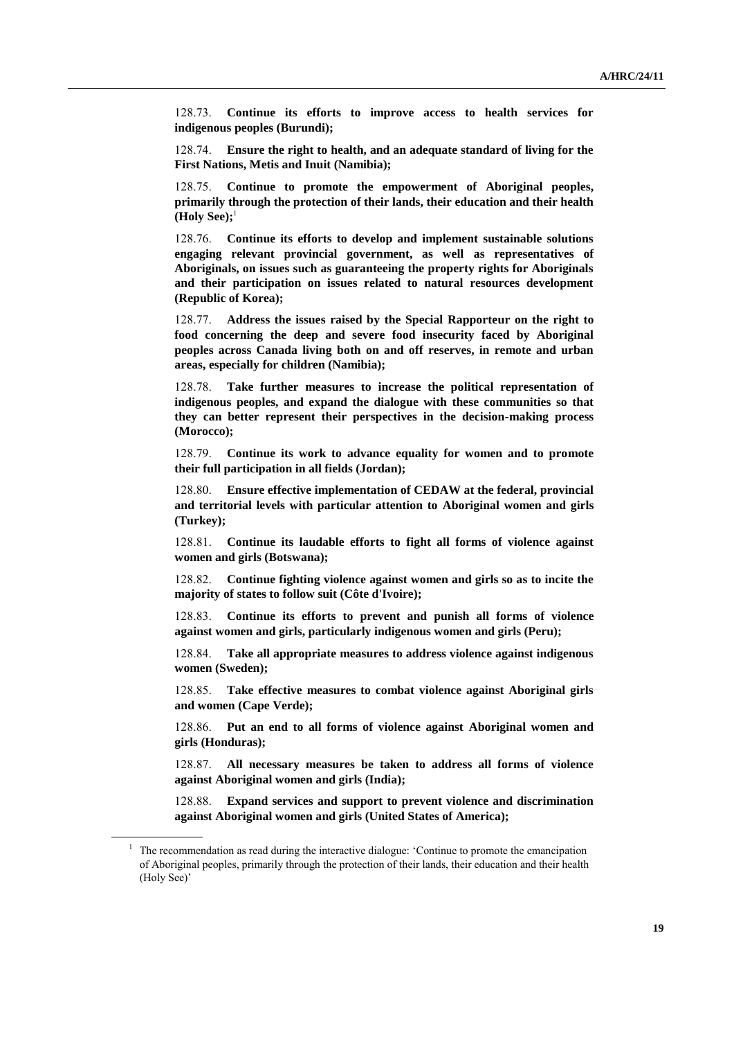128.73. **Continue its efforts to improve access to health services for indigenous peoples (Burundi);**

128.74. **Ensure the right to health, and an adequate standard of living for the First Nations, Metis and Inuit (Namibia);**

128.75. **Continue to promote the empowerment of Aboriginal peoples, primarily through the protection of their lands, their education and their health (Holy See);**[1]

128.76. **Continue its efforts to develop and implement sustainable solutions engaging relevant provincial government, as well as representatives of Aboriginals, on issues such as guaranteeing the property rights for Aboriginals and their participation on issues related to natural resources development (Republic of Korea);**

128.77. **Address the issues raised by the Special Rapporteur on the right to food concerning the deep and severe food insecurity faced by Aboriginal peoples across Canada living both on and off reserves, in remote and urban areas, especially for children (Namibia);**

128.78. **Take further measures to increase the political representation of indigenous peoples, and expand the dialogue with these communities so that they can better represent their perspectives in the decision-making process (Morocco);**

128.79. **Continue its work to advance equality for women and to promote their full participation in all fields (Jordan);**

128.80. **Ensure effective implementation of CEDAW at the federal, provincial and territorial levels with particular attention to Aboriginal women and girls (Turkey);**

128.81. **Continue its laudable efforts to fight all forms of violence against women and girls (Botswana);**

128.82. **Continue fighting violence against women and girls so as to incite the majority of states to follow suit (Côte d'Ivoire);**

128.83. **Continue its efforts to prevent and punish all forms of violence against women and girls, particularly indigenous women and girls (Peru);**

128.84. **Take all appropriate measures to address violence against indigenous women (Sweden);**

128.85. **Take effective measures to combat violence against Aboriginal girls and women (Cape Verde);**

128.86. **Put an end to all forms of violence against Aboriginal women and girls (Honduras);**

128.87. **All necessary measures be taken to address all forms of violence against Aboriginal women and girls (India);**

128.88. **Expand services and support to prevent violence and discrimination against Aboriginal women and girls (United States of America);**

---

[1] The recommendation as read during the interactive dialogue: 'Continue to promote the emancipation of Aboriginal peoples, primarily through the protection of their lands, their education and their health (Holy See)'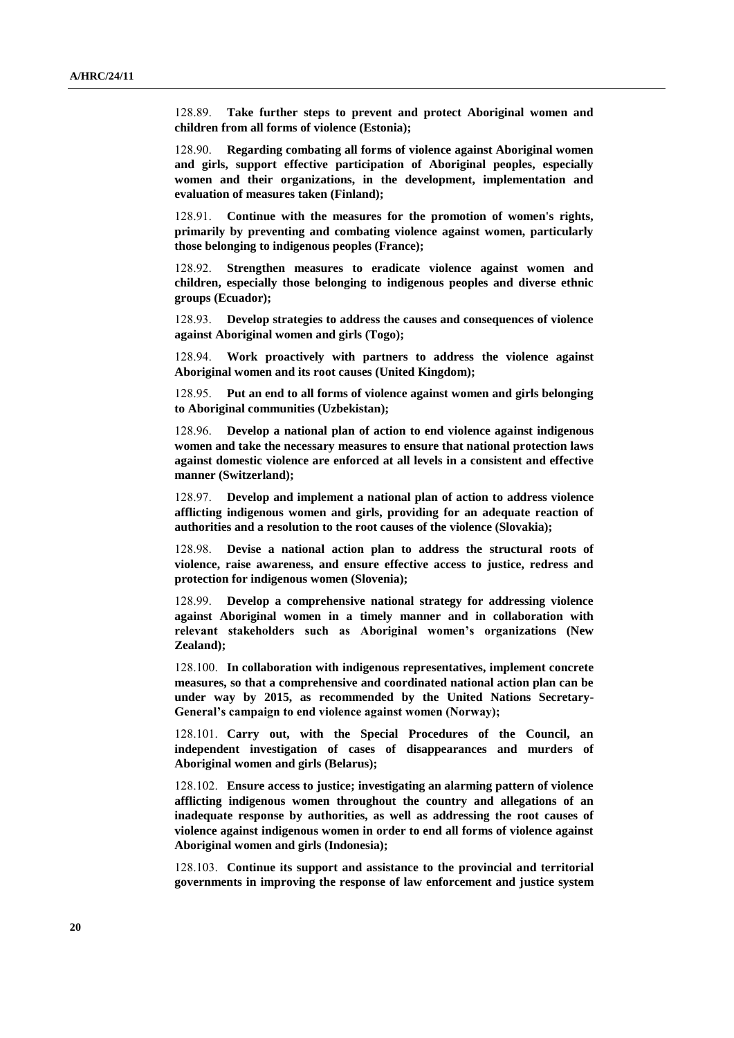128.89. **Take further steps to prevent and protect Aboriginal women and children from all forms of violence (Estonia);**

128.90. **Regarding combating all forms of violence against Aboriginal women and girls, support effective participation of Aboriginal peoples, especially women and their organizations, in the development, implementation and evaluation of measures taken (Finland);**

128.91. **Continue with the measures for the promotion of women's rights, primarily by preventing and combating violence against women, particularly those belonging to indigenous peoples (France);**

128.92. **Strengthen measures to eradicate violence against women and children, especially those belonging to indigenous peoples and diverse ethnic groups (Ecuador);**

128.93. **Develop strategies to address the causes and consequences of violence against Aboriginal women and girls (Togo);**

128.94. **Work proactively with partners to address the violence against Aboriginal women and its root causes (United Kingdom);**

128.95. **Put an end to all forms of violence against women and girls belonging to Aboriginal communities (Uzbekistan);**

128.96. **Develop a national plan of action to end violence against indigenous women and take the necessary measures to ensure that national protection laws against domestic violence are enforced at all levels in a consistent and effective manner (Switzerland);**

128.97. **Develop and implement a national plan of action to address violence afflicting indigenous women and girls, providing for an adequate reaction of authorities and a resolution to the root causes of the violence (Slovakia);**

128.98. **Devise a national action plan to address the structural roots of violence, raise awareness, and ensure effective access to justice, redress and protection for indigenous women (Slovenia);**

128.99. **Develop a comprehensive national strategy for addressing violence against Aboriginal women in a timely manner and in collaboration with relevant stakeholders such as Aboriginal women's organizations (New Zealand);**

128.100. **In collaboration with indigenous representatives, implement concrete measures, so that a comprehensive and coordinated national action plan can be under way by 2015, as recommended by the United Nations Secretary-General's campaign to end violence against women (Norway);**

128.101. **Carry out, with the Special Procedures of the Council, an independent investigation of cases of disappearances and murders of Aboriginal women and girls (Belarus);**

128.102. **Ensure access to justice; investigating an alarming pattern of violence afflicting indigenous women throughout the country and allegations of an inadequate response by authorities, as well as addressing the root causes of violence against indigenous women in order to end all forms of violence against Aboriginal women and girls (Indonesia);**

128.103. **Continue its support and assistance to the provincial and territorial governments in improving the response of law enforcement and justice system**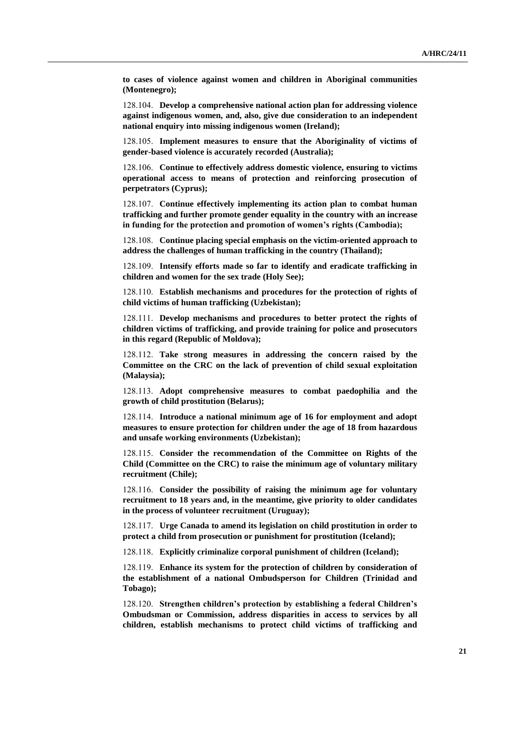**to cases of violence against women and children in Aboriginal communities (Montenegro);**

128.104. **Develop a comprehensive national action plan for addressing violence against indigenous women, and, also, give due consideration to an independent national enquiry into missing indigenous women (Ireland);**

128.105. **Implement measures to ensure that the Aboriginality of victims of gender-based violence is accurately recorded (Australia);**

128.106. **Continue to effectively address domestic violence, ensuring to victims operational access to means of protection and reinforcing prosecution of perpetrators (Cyprus);**

128.107. **Continue effectively implementing its action plan to combat human trafficking and further promote gender equality in the country with an increase in funding for the protection and promotion of women's rights (Cambodia);**

128.108. **Continue placing special emphasis on the victim-oriented approach to address the challenges of human trafficking in the country (Thailand);**

128.109. **Intensify efforts made so far to identify and eradicate trafficking in children and women for the sex trade (Holy See);**

128.110. **Establish mechanisms and procedures for the protection of rights of child victims of human trafficking (Uzbekistan);**

128.111. **Develop mechanisms and procedures to better protect the rights of children victims of trafficking, and provide training for police and prosecutors in this regard (Republic of Moldova);**

128.112. **Take strong measures in addressing the concern raised by the Committee on the CRC on the lack of prevention of child sexual exploitation (Malaysia);**

128.113. **Adopt comprehensive measures to combat paedophilia and the growth of child prostitution (Belarus);**

128.114. **Introduce a national minimum age of 16 for employment and adopt measures to ensure protection for children under the age of 18 from hazardous and unsafe working environments (Uzbekistan);**

128.115. **Consider the recommendation of the Committee on Rights of the Child (Committee on the CRC) to raise the minimum age of voluntary military recruitment (Chile);**

128.116. **Consider the possibility of raising the minimum age for voluntary recruitment to 18 years and, in the meantime, give priority to older candidates in the process of volunteer recruitment (Uruguay);**

128.117. **Urge Canada to amend its legislation on child prostitution in order to protect a child from prosecution or punishment for prostitution (Iceland);**

128.118. **Explicitly criminalize corporal punishment of children (Iceland);**

128.119. **Enhance its system for the protection of children by consideration of the establishment of a national Ombudsperson for Children (Trinidad and Tobago);**

128.120. **Strengthen children's protection by establishing a federal Children's Ombudsman or Commission, address disparities in access to services by all children, establish mechanisms to protect child victims of trafficking and**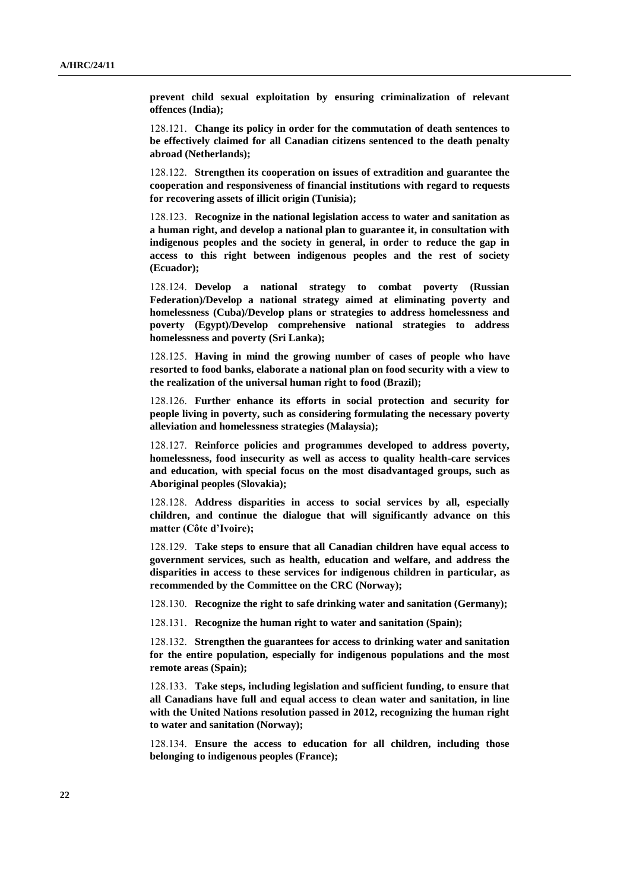**prevent child sexual exploitation by ensuring criminalization of relevant offences (India);**

128.121. **Change its policy in order for the commutation of death sentences to be effectively claimed for all Canadian citizens sentenced to the death penalty abroad (Netherlands);**

128.122. **Strengthen its cooperation on issues of extradition and guarantee the cooperation and responsiveness of financial institutions with regard to requests for recovering assets of illicit origin (Tunisia);**

128.123. **Recognize in the national legislation access to water and sanitation as a human right, and develop a national plan to guarantee it, in consultation with indigenous peoples and the society in general, in order to reduce the gap in access to this right between indigenous peoples and the rest of society (Ecuador);**

128.124. **Develop a national strategy to combat poverty (Russian Federation)/Develop a national strategy aimed at eliminating poverty and homelessness (Cuba)/Develop plans or strategies to address homelessness and poverty (Egypt)/Develop comprehensive national strategies to address homelessness and poverty (Sri Lanka);**

128.125. **Having in mind the growing number of cases of people who have resorted to food banks, elaborate a national plan on food security with a view to the realization of the universal human right to food (Brazil);**

128.126. **Further enhance its efforts in social protection and security for people living in poverty, such as considering formulating the necessary poverty alleviation and homelessness strategies (Malaysia);**

128.127. **Reinforce policies and programmes developed to address poverty, homelessness, food insecurity as well as access to quality health-care services and education, with special focus on the most disadvantaged groups, such as Aboriginal peoples (Slovakia);**

128.128. **Address disparities in access to social services by all, especially children, and continue the dialogue that will significantly advance on this matter (Côte d'Ivoire);**

128.129. **Take steps to ensure that all Canadian children have equal access to government services, such as health, education and welfare, and address the disparities in access to these services for indigenous children in particular, as recommended by the Committee on the CRC (Norway);**

128.130. **Recognize the right to safe drinking water and sanitation (Germany);**

128.131. **Recognize the human right to water and sanitation (Spain);**

128.132. **Strengthen the guarantees for access to drinking water and sanitation for the entire population, especially for indigenous populations and the most remote areas (Spain);**

128.133. **Take steps, including legislation and sufficient funding, to ensure that all Canadians have full and equal access to clean water and sanitation, in line with the United Nations resolution passed in 2012, recognizing the human right to water and sanitation (Norway);**

128.134. **Ensure the access to education for all children, including those belonging to indigenous peoples (France);**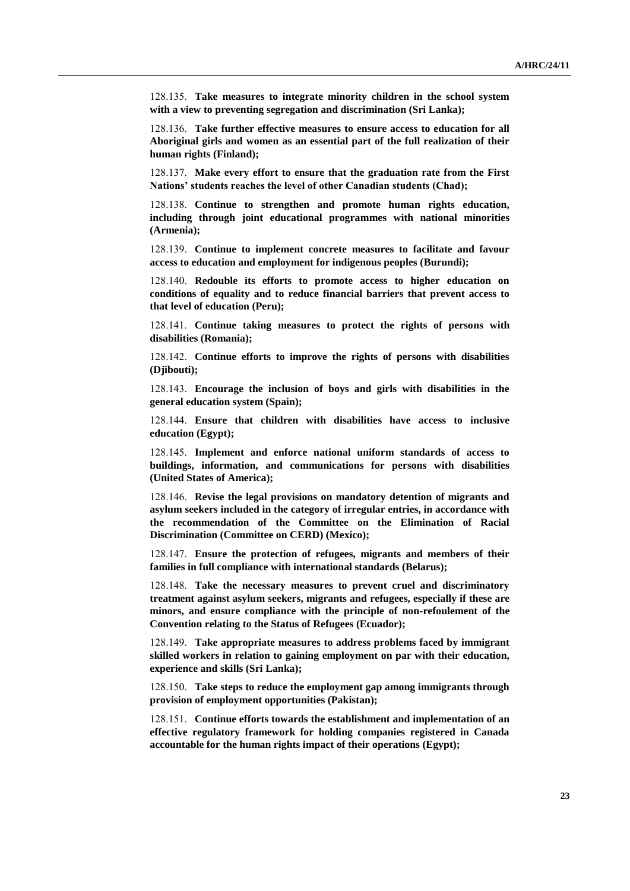128.135. **Take measures to integrate minority children in the school system with a view to preventing segregation and discrimination (Sri Lanka);**

128.136. **Take further effective measures to ensure access to education for all Aboriginal girls and women as an essential part of the full realization of their human rights (Finland);**

128.137. **Make every effort to ensure that the graduation rate from the First Nations' students reaches the level of other Canadian students (Chad);**

128.138. **Continue to strengthen and promote human rights education, including through joint educational programmes with national minorities (Armenia);**

128.139. **Continue to implement concrete measures to facilitate and favour access to education and employment for indigenous peoples (Burundi);**

128.140. **Redouble its efforts to promote access to higher education on conditions of equality and to reduce financial barriers that prevent access to that level of education (Peru);**

128.141. **Continue taking measures to protect the rights of persons with disabilities (Romania);**

128.142. **Continue efforts to improve the rights of persons with disabilities (Djibouti);**

128.143. **Encourage the inclusion of boys and girls with disabilities in the general education system (Spain);**

128.144. **Ensure that children with disabilities have access to inclusive education (Egypt);**

128.145. **Implement and enforce national uniform standards of access to buildings, information, and communications for persons with disabilities (United States of America);**

128.146. **Revise the legal provisions on mandatory detention of migrants and asylum seekers included in the category of irregular entries, in accordance with the recommendation of the Committee on the Elimination of Racial Discrimination (Committee on CERD) (Mexico);**

128.147. **Ensure the protection of refugees, migrants and members of their families in full compliance with international standards (Belarus);**

128.148. **Take the necessary measures to prevent cruel and discriminatory treatment against asylum seekers, migrants and refugees, especially if these are minors, and ensure compliance with the principle of non-refoulement of the Convention relating to the Status of Refugees (Ecuador);**

128.149. **Take appropriate measures to address problems faced by immigrant skilled workers in relation to gaining employment on par with their education, experience and skills (Sri Lanka);**

128.150. **Take steps to reduce the employment gap among immigrants through provision of employment opportunities (Pakistan);**

128.151. **Continue efforts towards the establishment and implementation of an effective regulatory framework for holding companies registered in Canada accountable for the human rights impact of their operations (Egypt);**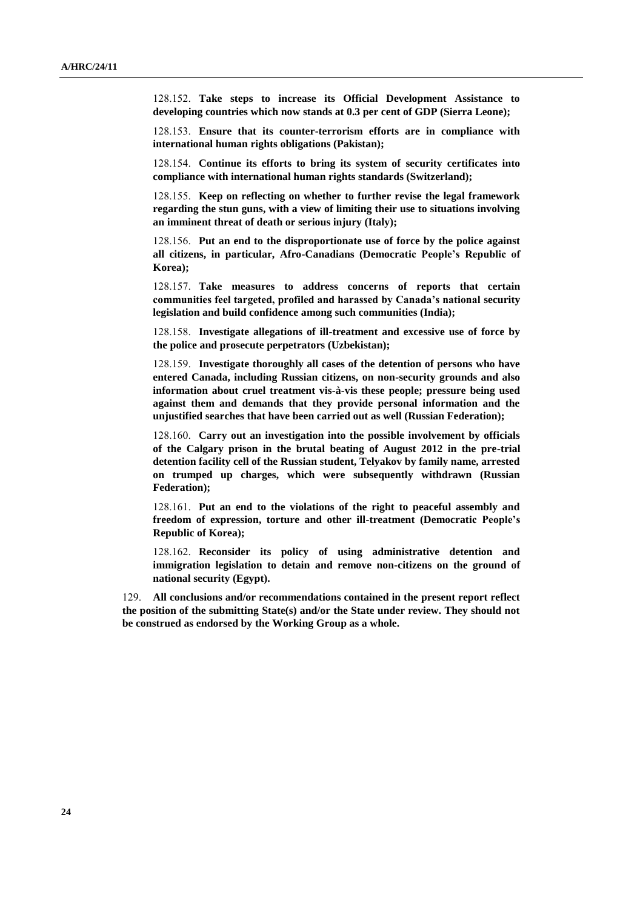128.152. **Take steps to increase its Official Development Assistance to developing countries which now stands at 0.3 per cent of GDP (Sierra Leone);**

128.153. **Ensure that its counter-terrorism efforts are in compliance with international human rights obligations (Pakistan);**

128.154. **Continue its efforts to bring its system of security certificates into compliance with international human rights standards (Switzerland);**

128.155. **Keep on reflecting on whether to further revise the legal framework regarding the stun guns, with a view of limiting their use to situations involving an imminent threat of death or serious injury (Italy);**

128.156. **Put an end to the disproportionate use of force by the police against all citizens, in particular, Afro-Canadians (Democratic People's Republic of Korea);**

128.157. **Take measures to address concerns of reports that certain communities feel targeted, profiled and harassed by Canada's national security legislation and build confidence among such communities (India);**

128.158. **Investigate allegations of ill-treatment and excessive use of force by the police and prosecute perpetrators (Uzbekistan);**

128.159. **Investigate thoroughly all cases of the detention of persons who have entered Canada, including Russian citizens, on non-security grounds and also information about cruel treatment vis-à-vis these people; pressure being used against them and demands that they provide personal information and the unjustified searches that have been carried out as well (Russian Federation);**

128.160. **Carry out an investigation into the possible involvement by officials of the Calgary prison in the brutal beating of August 2012 in the pre-trial detention facility cell of the Russian student, Telyakov by family name, arrested on trumped up charges, which were subsequently withdrawn (Russian Federation);**

128.161. **Put an end to the violations of the right to peaceful assembly and freedom of expression, torture and other ill-treatment (Democratic People's Republic of Korea);**

128.162. **Reconsider its policy of using administrative detention and immigration legislation to detain and remove non-citizens on the ground of national security (Egypt).**

129. **All conclusions and/or recommendations contained in the present report reflect the position of the submitting State(s) and/or the State under review. They should not be construed as endorsed by the Working Group as a whole.**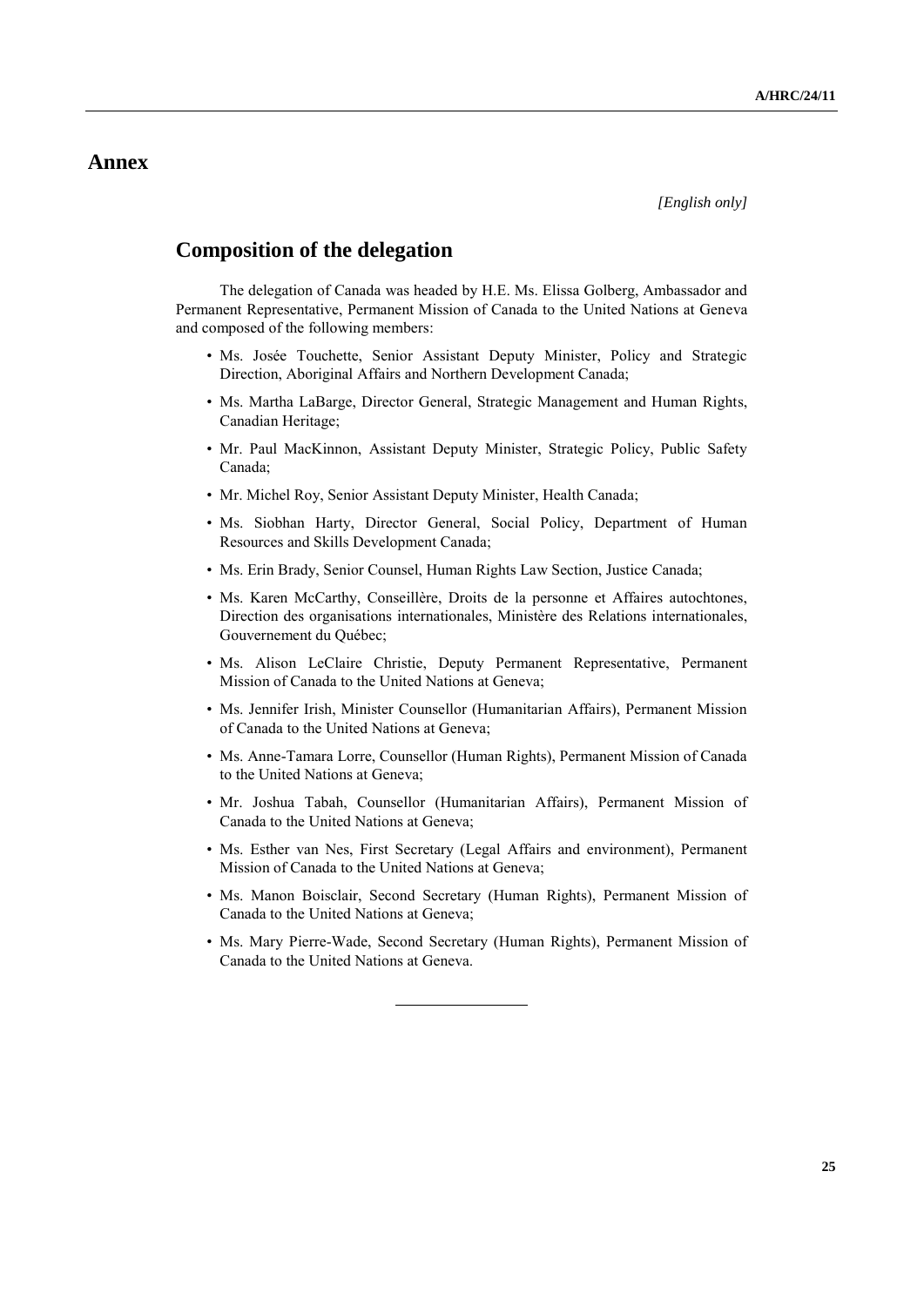# Annex

*[English only]*

## Composition of the delegation

The delegation of Canada was headed by H.E. Ms. Elissa Golberg, Ambassador and Permanent Representative, Permanent Mission of Canada to the United Nations at Geneva and composed of the following members:

- Ms. Josée Touchette, Senior Assistant Deputy Minister, Policy and Strategic Direction, Aboriginal Affairs and Northern Development Canada;
- Ms. Martha LaBarge, Director General, Strategic Management and Human Rights, Canadian Heritage;
- Mr. Paul MacKinnon, Assistant Deputy Minister, Strategic Policy, Public Safety Canada;
- Mr. Michel Roy, Senior Assistant Deputy Minister, Health Canada;
- Ms. Siobhan Harty, Director General, Social Policy, Department of Human Resources and Skills Development Canada;
- Ms. Erin Brady, Senior Counsel, Human Rights Law Section, Justice Canada;
- Ms. Karen McCarthy, Conseillère, Droits de la personne et Affaires autochtones, Direction des organisations internationales, Ministère des Relations internationales, Gouvernement du Québec;
- Ms. Alison LeClaire Christie, Deputy Permanent Representative, Permanent Mission of Canada to the United Nations at Geneva;
- Ms. Jennifer Irish, Minister Counsellor (Humanitarian Affairs), Permanent Mission of Canada to the United Nations at Geneva;
- Ms. Anne-Tamara Lorre, Counsellor (Human Rights), Permanent Mission of Canada to the United Nations at Geneva;
- Mr. Joshua Tabah, Counsellor (Humanitarian Affairs), Permanent Mission of Canada to the United Nations at Geneva;
- Ms. Esther van Nes, First Secretary (Legal Affairs and environment), Permanent Mission of Canada to the United Nations at Geneva;
- Ms. Manon Boisclair, Second Secretary (Human Rights), Permanent Mission of Canada to the United Nations at Geneva;
- Ms. Mary Pierre-Wade, Second Secretary (Human Rights), Permanent Mission of Canada to the United Nations at Geneva.